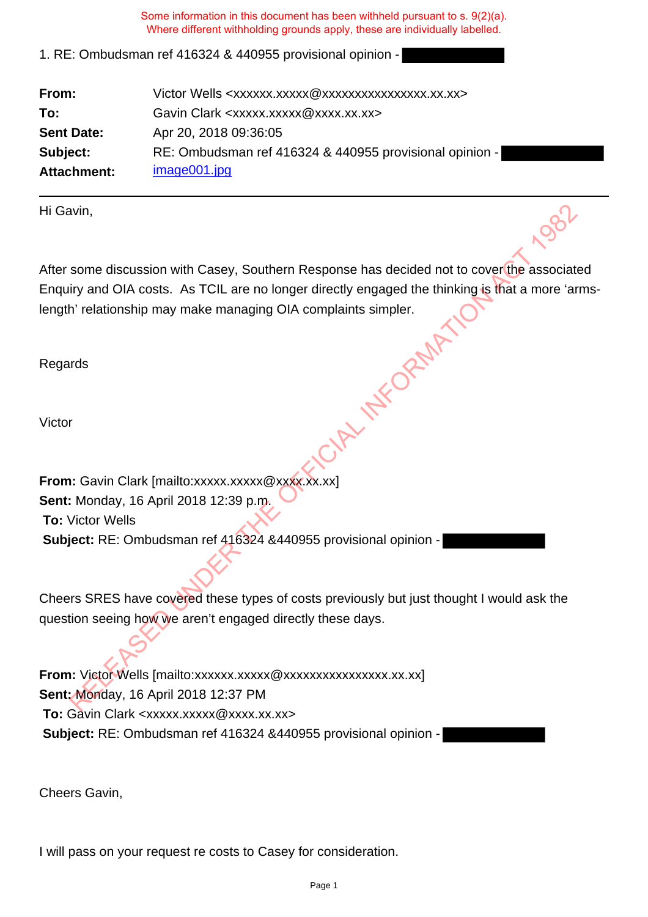Some information in this document has been withheld pursuant to s. 9(2)(a).
Where different withholding grounds apply, these are individually labelled.

1. RE: Ombudsman ref 416324 & 440955 provisional opinion - ████████

| | |
|---|---|
| **From:** | Victor Wells <xxxxxx.xxxxx@xxxxxxxxxxxxxxxx.xx.xx> |
| **To:** | Gavin Clark <xxxxx.xxxxx@xxxx.xx.xx> |
| **Sent Date:** | Apr 20, 2018 09:36:05 |
| **Subject:** | RE: Ombudsman ref 416324 & 440955 provisional opinion - ████████ |
| **Attachment:** | image001.jpg |

---

Hi Gavin,

After some discussion with Casey, Southern Response has decided not to cover the associated Enquiry and OIA costs. As TCIL are no longer directly engaged the thinking is that a more 'arms-length' relationship may make managing OIA complaints simpler.

Regards

Victor

**From:** Gavin Clark [mailto:xxxxx.xxxxx@xxxx.xx.xx]
**Sent:** Monday, 16 April 2018 12:39 p.m.
**To:** Victor Wells
**Subject:** RE: Ombudsman ref 416324 &440955 provisional opinion - ████████

Cheers SRES have covered these types of costs previously but just thought I would ask the question seeing how we aren't engaged directly these days.

**From:** Victor Wells [mailto:xxxxxx.xxxxx@xxxxxxxxxxxxxxxx.xx.xx]
**Sent:** Monday, 16 April 2018 12:37 PM
**To:** Gavin Clark <xxxxx.xxxxx@xxxx.xx.xx>
**Subject:** RE: Ombudsman ref 416324 &440955 provisional opinion - ████████

Cheers Gavin,

I will pass on your request re costs to Casey for consideration.

RELEASED UNDER THE OFFICIAL INFORMATION ACT 1982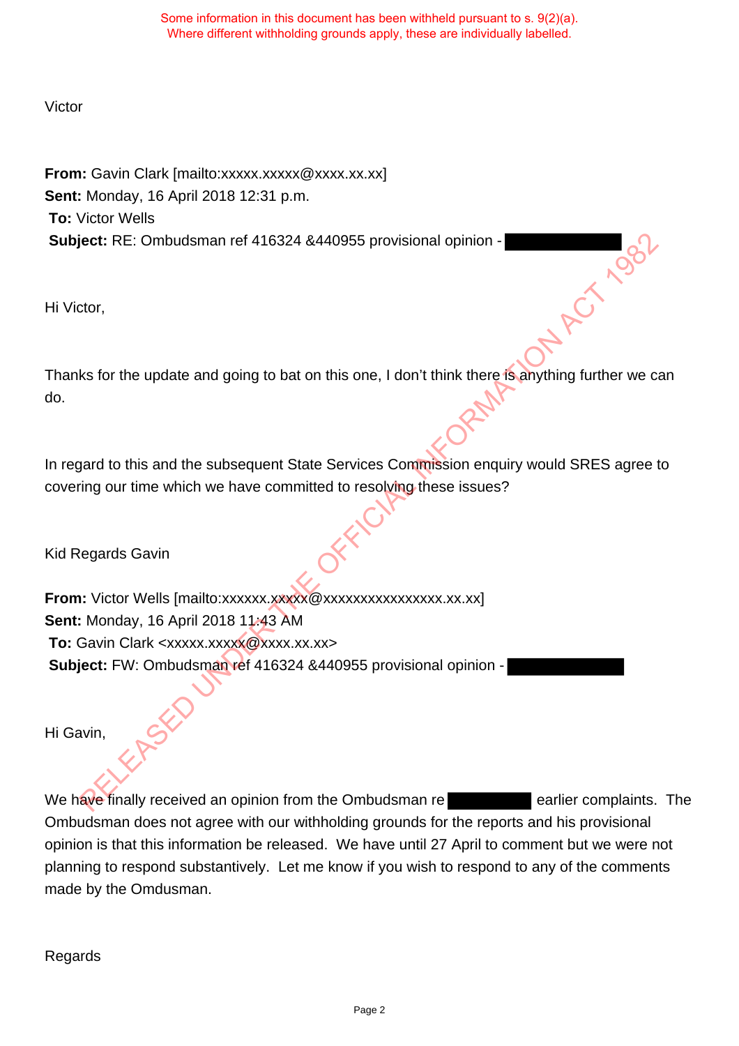Some information in this document has been withheld pursuant to s. 9(2)(a).
Where different withholding grounds apply, these are individually labelled.

Victor

**From:** Gavin Clark [mailto:xxxxx.xxxxx@xxxx.xx.xx]
**Sent:** Monday, 16 April 2018 12:31 p.m.
**To:** Victor Wells
**Subject:** RE: Ombudsman ref 416324 &440955 provisional opinion - [withheld]

Hi Victor,

Thanks for the update and going to bat on this one, I don't think there is anything further we can do.

In regard to this and the subsequent State Services Commission enquiry would SRES agree to covering our time which we have committed to resolving these issues?

Kid Regards Gavin

**From:** Victor Wells [mailto:xxxxxx.xxxxx@xxxxxxxxxxxxxxxx.xx.xx]
**Sent:** Monday, 16 April 2018 11:43 AM
**To:** Gavin Clark <xxxxx.xxxxx@xxxx.xx.xx>
**Subject:** FW: Ombudsman ref 416324 &440955 provisional opinion - [withheld]

Hi Gavin,

We have finally received an opinion from the Ombudsman re [withheld] earlier complaints. The Ombudsman does not agree with our withholding grounds for the reports and his provisional opinion is that this information be released. We have until 27 April to comment but we were not planning to respond substantively. Let me know if you wish to respond to any of the comments made by the Omdusman.

Regards

RELEASED UNDER THE OFFICIAL INFORMATION ACT 1982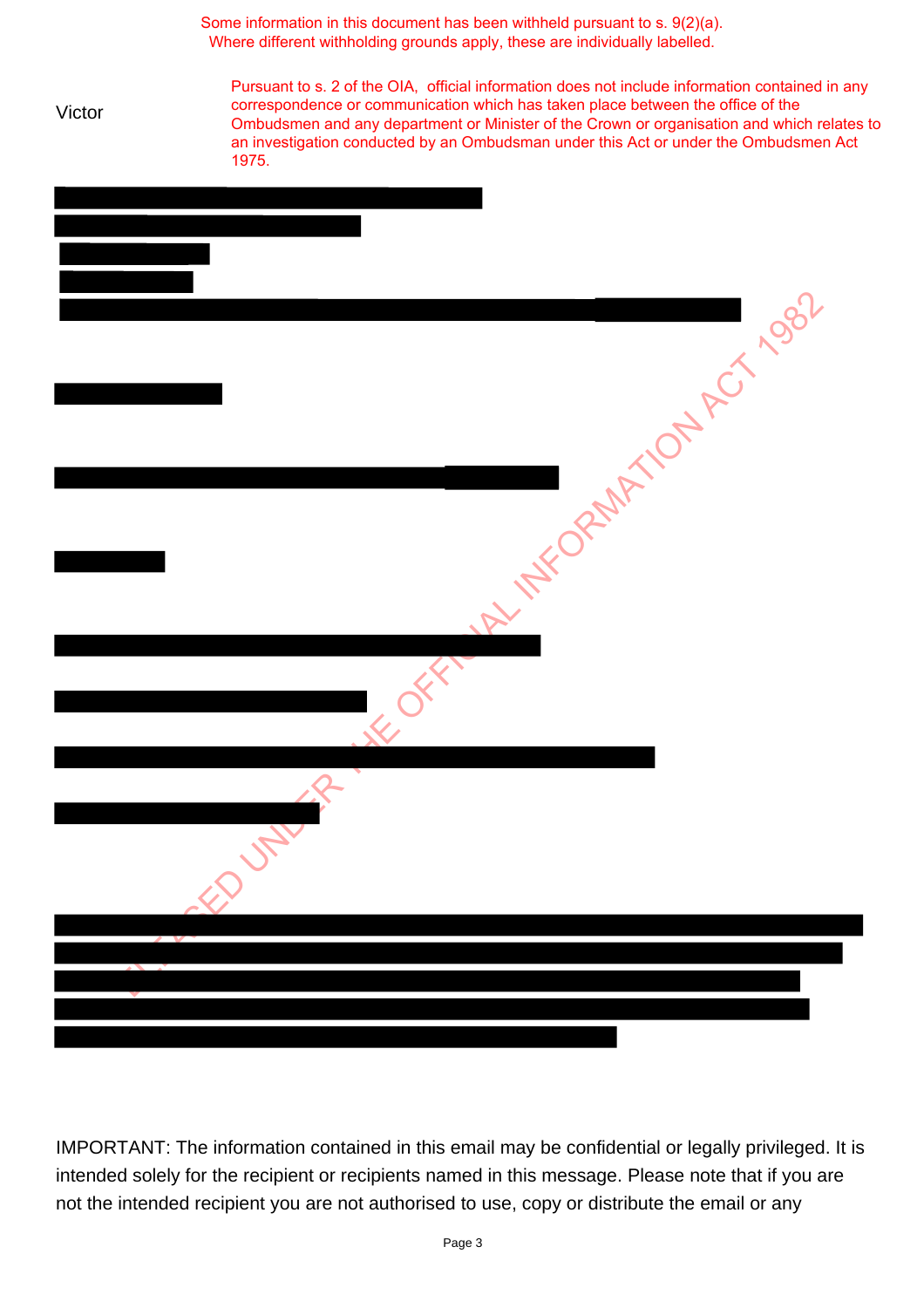Some information in this document has been withheld pursuant to s. 9(2)(a).
Where different withholding grounds apply, these are individually labelled.

Victor

Pursuant to s. 2 of the OIA, official information does not include information contained in any correspondence or communication which has taken place between the office of the Ombudsmen and any department or Minister of the Crown or organisation and which relates to an investigation conducted by an Ombudsman under this Act or under the Ombudsmen Act 1975.

IMPORTANT: The information contained in this email may be confidential or legally privileged. It is intended solely for the recipient or recipients named in this message. Please note that if you are not the intended recipient you are not authorised to use, copy or distribute the email or any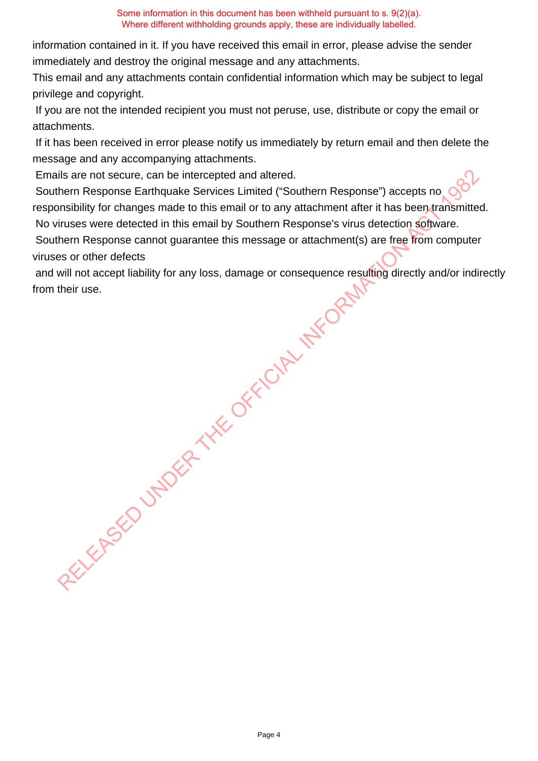information contained in it. If you have received this email in error, please advise the sender immediately and destroy the original message and any attachments.

This email and any attachments contain confidential information which may be subject to legal privilege and copyright.

If you are not the intended recipient you must not peruse, use, distribute or copy the email or attachments.

If it has been received in error please notify us immediately by return email and then delete the message and any accompanying attachments.

Emails are not secure, can be intercepted and altered.

Southern Response Earthquake Services Limited ("Southern Response") accepts no responsibility for changes made to this email or to any attachment after it has been transmitted.

No viruses were detected in this email by Southern Response's virus detection software.

Southern Response cannot guarantee this message or attachment(s) are free from computer viruses or other defects

and will not accept liability for any loss, damage or consequence resulting directly and/or indirectly from their use.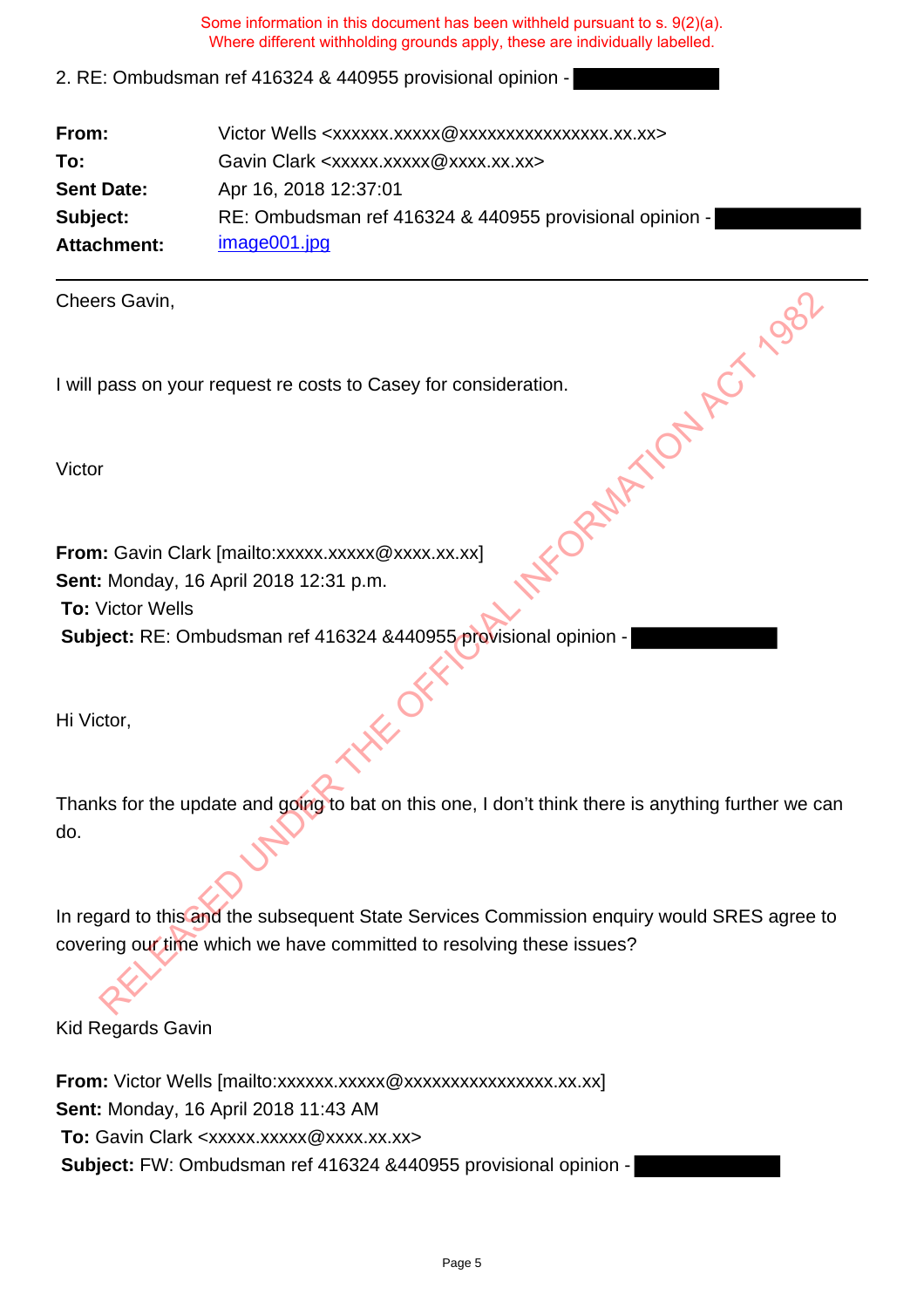Some information in this document has been withheld pursuant to s. 9(2)(a).
Where different withholding grounds apply, these are individually labelled.

2. RE: Ombudsman ref 416324 & 440955 provisional opinion - ██████████

| | |
|---|---|
| **From:** | Victor Wells <xxxxxx.xxxxx@xxxxxxxxxxxxxxxx.xx.xx> |
| **To:** | Gavin Clark <xxxxx.xxxxx@xxxx.xx.xx> |
| **Sent Date:** | Apr 16, 2018 12:37:01 |
| **Subject:** | RE: Ombudsman ref 416324 & 440955 provisional opinion - ██████████ |
| **Attachment:** | image001.jpg |

---

Cheers Gavin,

I will pass on your request re costs to Casey for consideration.

Victor

**From:** Gavin Clark [mailto:xxxxx.xxxxx@xxxx.xx.xx]
**Sent:** Monday, 16 April 2018 12:31 p.m.
**To:** Victor Wells
**Subject:** RE: Ombudsman ref 416324 &440955 provisional opinion - ██████████

Hi Victor,

Thanks for the update and going to bat on this one, I don't think there is anything further we can do.

In regard to this and the subsequent State Services Commission enquiry would SRES agree to covering our time which we have committed to resolving these issues?

Kid Regards Gavin

**From:** Victor Wells [mailto:xxxxxx.xxxxx@xxxxxxxxxxxxxxxx.xx.xx]
**Sent:** Monday, 16 April 2018 11:43 AM
**To:** Gavin Clark <xxxxx.xxxxx@xxxx.xx.xx>
**Subject:** FW: Ombudsman ref 416324 &440955 provisional opinion - ██████████

RELEASED UNDER THE OFFICIAL INFORMATION ACT 1982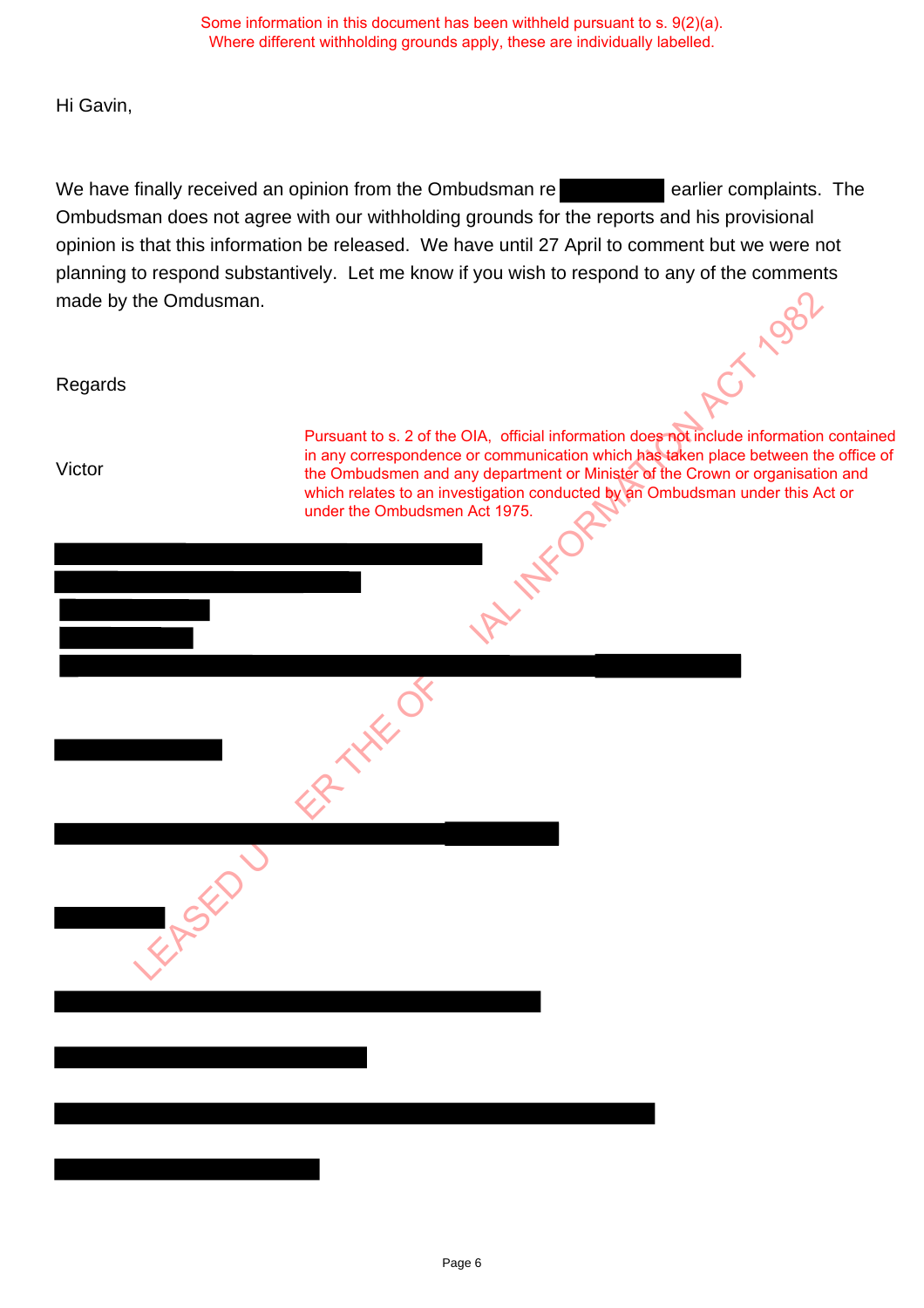Some information in this document has been withheld pursuant to s. 9(2)(a).
Where different withholding grounds apply, these are individually labelled.

Hi Gavin,

We have finally received an opinion from the Ombudsman re ████ earlier complaints. The Ombudsman does not agree with our withholding grounds for the reports and his provisional opinion is that this information be released. We have until 27 April to comment but we were not planning to respond substantively. Let me know if you wish to respond to any of the comments made by the Omdusman.

Regards

Victor

Pursuant to s. 2 of the OIA, official information does not include information contained in any correspondence or communication which has taken place between the office of the Ombudsmen and any department or Minister of the Crown or organisation and which relates to an investigation conducted by an Ombudsman under this Act or under the Ombudsmen Act 1975.

RELEASED UNDER THE OFFICIAL INFORMATION ACT 1982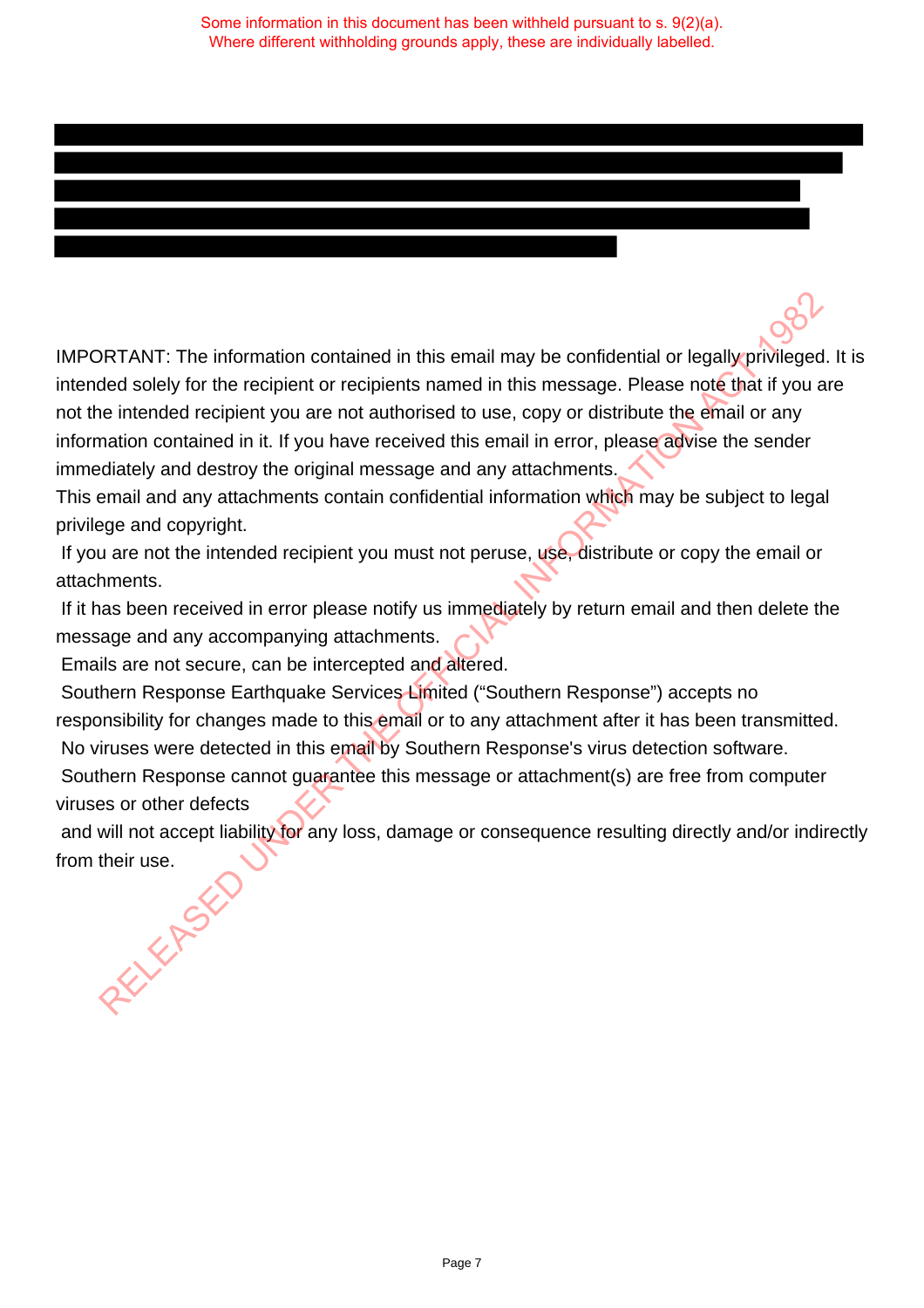Some information in this document has been withheld pursuant to s. 9(2)(a).
Where different withholding grounds apply, these are individually labelled.

IMPORTANT: The information contained in this email may be confidential or legally privileged. It is intended solely for the recipient or recipients named in this message. Please note that if you are not the intended recipient you are not authorised to use, copy or distribute the email or any information contained in it. If you have received this email in error, please advise the sender immediately and destroy the original message and any attachments.

This email and any attachments contain confidential information which may be subject to legal privilege and copyright.

If you are not the intended recipient you must not peruse, use, distribute or copy the email or attachments.

If it has been received in error please notify us immediately by return email and then delete the message and any accompanying attachments.

Emails are not secure, can be intercepted and altered.

Southern Response Earthquake Services Limited ("Southern Response") accepts no responsibility for changes made to this email or to any attachment after it has been transmitted.

No viruses were detected in this email by Southern Response's virus detection software.

Southern Response cannot guarantee this message or attachment(s) are free from computer viruses or other defects

and will not accept liability for any loss, damage or consequence resulting directly and/or indirectly from their use.

RELEASED UNDER THE OFFICIAL INFORMATION ACT 1982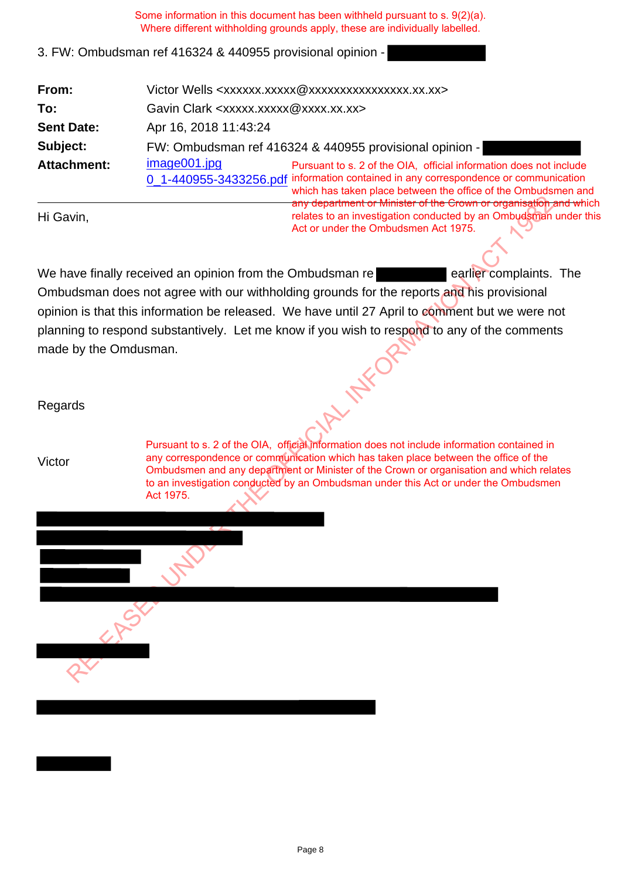Some information in this document has been withheld pursuant to s. 9(2)(a).
Where different withholding grounds apply, these are individually labelled.

3. FW: Ombudsman ref 416324 & 440955 provisional opinion -

**From:** Victor Wells <xxxxxx.xxxxx@xxxxxxxxxxxxxxxx.xx.xx>

**To:** Gavin Clark <xxxxx.xxxxx@xxxx.xx.xx>

**Sent Date:** Apr 16, 2018 11:43:24

**Subject:** FW: Ombudsman ref 416324 & 440955 provisional opinion -

**Attachment:** image001.jpg
0_1-440955-3433256.pdf

Pursuant to s. 2 of the OIA, official information does not include information contained in any correspondence or communication which has taken place between the office of the Ombudsmen and any department or Minister of the Crown or organisation and which relates to an investigation conducted by an Ombudsman under this Act or under the Ombudsmen Act 1975.

---

Hi Gavin,

We have finally received an opinion from the Ombudsman re earlier complaints. The Ombudsman does not agree with our withholding grounds for the reports and his provisional opinion is that this information be released. We have until 27 April to comment but we were not planning to respond substantively. Let me know if you wish to respond to any of the comments made by the Omdusman.

Regards

Victor

Pursuant to s. 2 of the OIA, official information does not include information contained in any correspondence or communication which has taken place between the office of the Ombudsmen and any department or Minister of the Crown or organisation and which relates to an investigation conducted by an Ombudsman under this Act or under the Ombudsmen Act 1975.

RELEASED UNDER THE OFFICIAL INFORMATION ACT 1982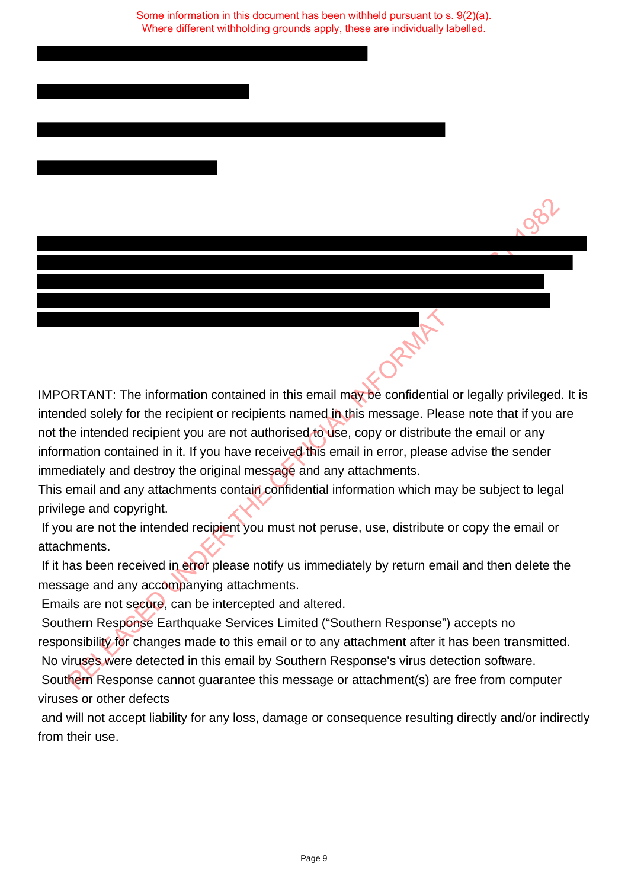Some information in this document has been withheld pursuant to s. 9(2)(a).
Where different withholding grounds apply, these are individually labelled.

IMPORTANT: The information contained in this email may be confidential or legally privileged. It is intended solely for the recipient or recipients named in this message. Please note that if you are not the intended recipient you are not authorised to use, copy or distribute the email or any information contained in it. If you have received this email in error, please advise the sender immediately and destroy the original message and any attachments.

This email and any attachments contain confidential information which may be subject to legal privilege and copyright.

If you are not the intended recipient you must not peruse, use, distribute or copy the email or attachments.

If it has been received in error please notify us immediately by return email and then delete the message and any accompanying attachments.

Emails are not secure, can be intercepted and altered.

Southern Response Earthquake Services Limited ("Southern Response") accepts no responsibility for changes made to this email or to any attachment after it has been transmitted.

No viruses were detected in this email by Southern Response's virus detection software.

Southern Response cannot guarantee this message or attachment(s) are free from computer viruses or other defects

and will not accept liability for any loss, damage or consequence resulting directly and/or indirectly from their use.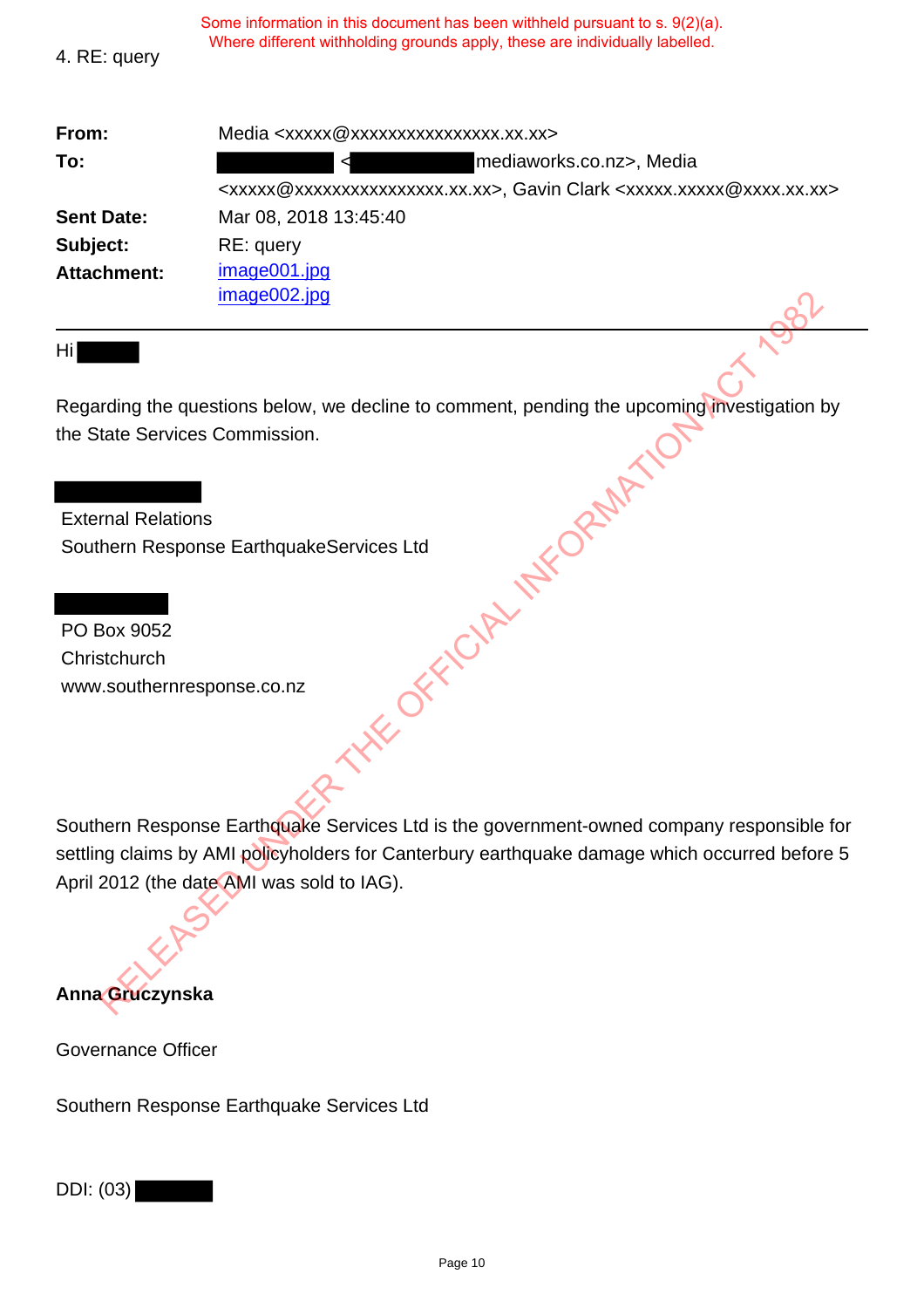Some information in this document has been withheld pursuant to s. 9(2)(a).
Where different withholding grounds apply, these are individually labelled.

4. RE: query

| | |
|---|---|
| **From:** | Media <xxxxx@xxxxxxxxxxxxxxxx.xx.xx> |
| **To:** | <mediaworks.co.nz>, Media <xxxxx@xxxxxxxxxxxxxxxx.xx.xx>, Gavin Clark <xxxxx.xxxxx@xxxx.xx.xx> |
| **Sent Date:** | Mar 08, 2018 13:45:40 |
| **Subject:** | RE: query |
| **Attachment:** | image001.jpg<br>image002.jpg |

---

Hi

Regarding the questions below, we decline to comment, pending the upcoming investigation by the State Services Commission.

External Relations
Southern Response EarthquakeServices Ltd

PO Box 9052
Christchurch
www.southernresponse.co.nz

Southern Response Earthquake Services Ltd is the government-owned company responsible for settling claims by AMI policyholders for Canterbury earthquake damage which occurred before 5 April 2012 (the date AMI was sold to IAG).

**Anna Gruczynska**

Governance Officer

Southern Response Earthquake Services Ltd

DDI: (03)

RELEASED UNDER THE OFFICIAL INFORMATION ACT 1982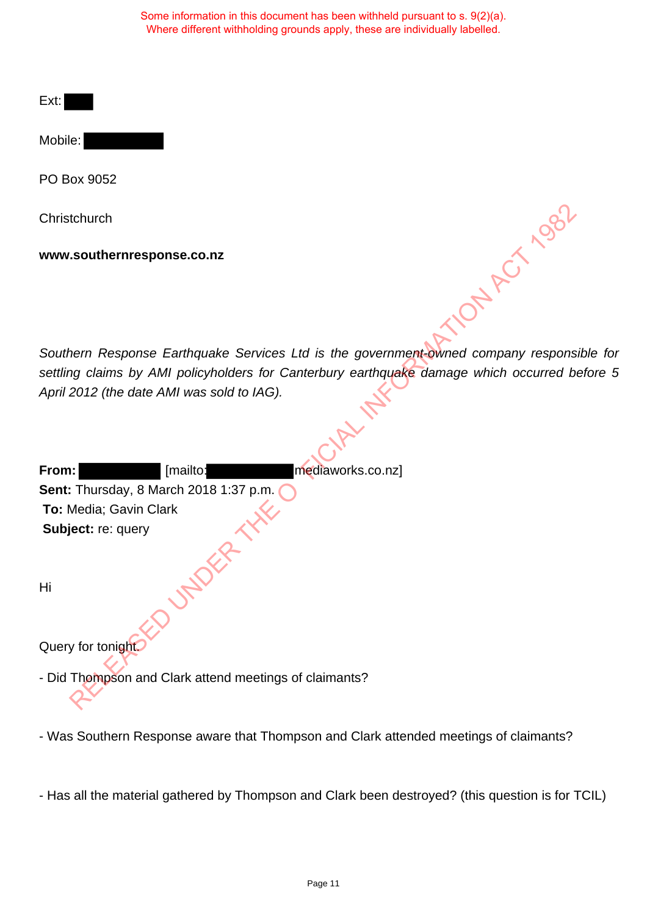Some information in this document has been withheld pursuant to s. 9(2)(a). Where different withholding grounds apply, these are individually labelled.

Ext: [redacted]

Mobile: [redacted]

PO Box 9052

Christchurch

**www.southernresponse.co.nz**

*Southern Response Earthquake Services Ltd is the government-owned company responsible for settling claims by AMI policyholders for Canterbury earthquake damage which occurred before 5 April 2012 (the date AMI was sold to IAG).*

**From:** [redacted] [mailto:[redacted]mediaworks.co.nz]
**Sent:** Thursday, 8 March 2018 1:37 p.m.
**To:** Media; Gavin Clark
**Subject:** re: query

Hi

Query for tonight.

- Did Thompson and Clark attend meetings of claimants?

- Was Southern Response aware that Thompson and Clark attended meetings of claimants?

- Has all the material gathered by Thompson and Clark been destroyed? (this question is for TCIL)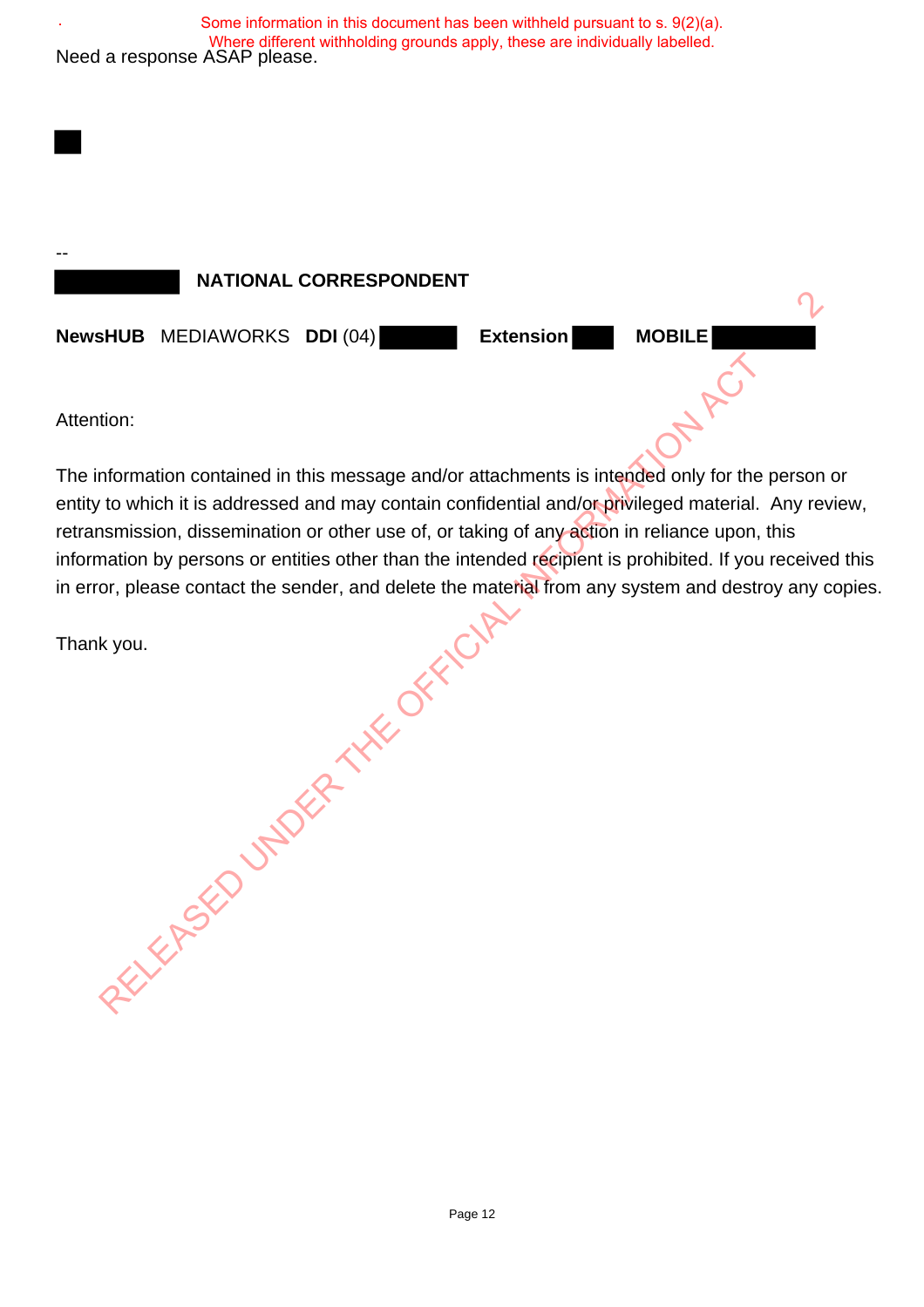Some information in this document has been withheld pursuant to s. 9(2)(a).
Where different withholding grounds apply, these are individually labelled.

Need a response ASAP please.

--

**NATIONAL CORRESPONDENT**

**NewsHUB** MEDIAWORKS **DDI** (04) **Extension** **MOBILE**

Attention:

The information contained in this message and/or attachments is intended only for the person or entity to which it is addressed and may contain confidential and/or privileged material. Any review, retransmission, dissemination or other use of, or taking of any action in reliance upon, this information by persons or entities other than the intended recipient is prohibited. If you received this in error, please contact the sender, and delete the material from any system and destroy any copies.

Thank you.

RELEASED UNDER THE OFFICIAL INFORMATION ACT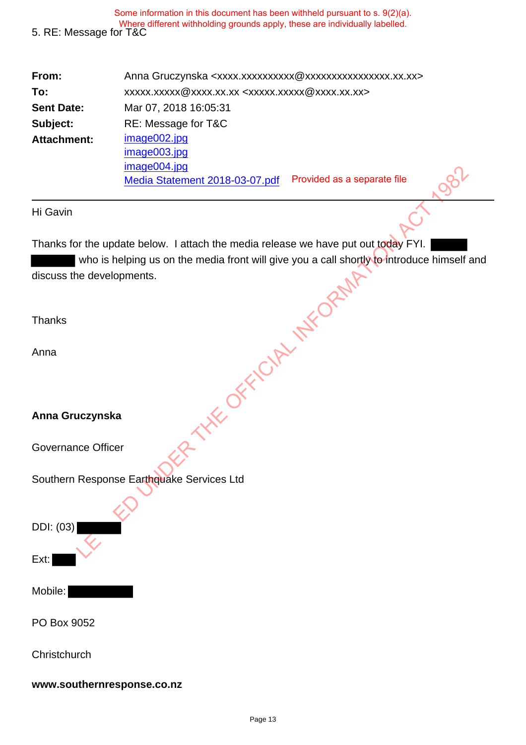Some information in this document has been withheld pursuant to s. 9(2)(a). Where different withholding grounds apply, these are individually labelled.

5. RE: Message for T&C

| | |
|---|---|
| **From:** | Anna Gruczynska <xxxx.xxxxxxxxxx@xxxxxxxxxxxxxxxx.xx.xx> |
| **To:** | xxxxx.xxxxx@xxxx.xx.xx <xxxxx.xxxxx@xxxx.xx.xx> |
| **Sent Date:** | Mar 07, 2018 16:05:31 |
| **Subject:** | RE: Message for T&C |
| **Attachment:** | image002.jpg<br>image003.jpg<br>image004.jpg<br>Media Statement 2018-03-07.pdf Provided as a separate file |

---

Hi Gavin

Thanks for the update below. I attach the media release we have put out today FYI. ████ ████ who is helping us on the media front will give you a call shortly to introduce himself and discuss the developments.

Thanks

Anna

**Anna Gruczynska**

Governance Officer

Southern Response Earthquake Services Ltd

DDI: (03) ████

Ext: ██

Mobile: ██████

PO Box 9052

Christchurch

**www.southernresponse.co.nz**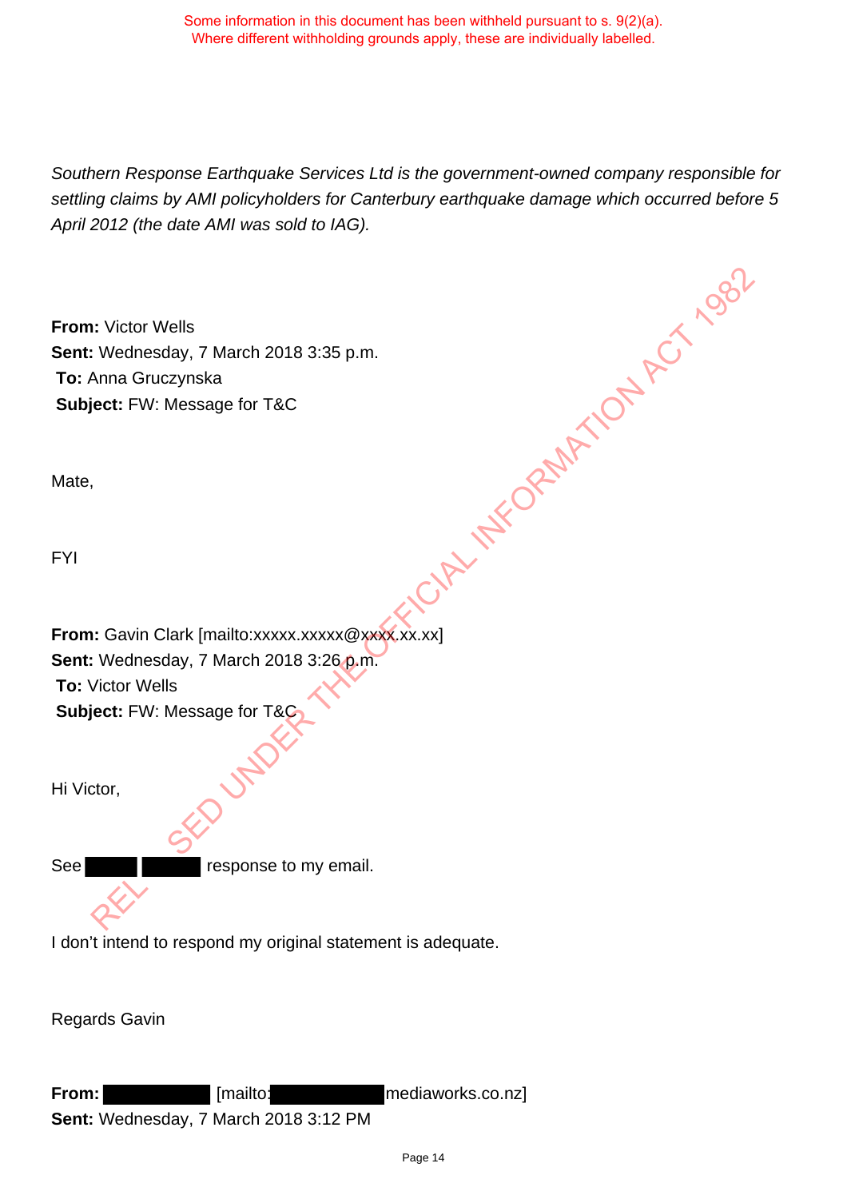Some information in this document has been withheld pursuant to s. 9(2)(a).
Where different withholding grounds apply, these are individually labelled.

*Southern Response Earthquake Services Ltd is the government-owned company responsible for settling claims by AMI policyholders for Canterbury earthquake damage which occurred before 5 April 2012 (the date AMI was sold to IAG).*

**From:** Victor Wells
**Sent:** Wednesday, 7 March 2018 3:35 p.m.
**To:** Anna Gruczynska
**Subject:** FW: Message for T&C

Mate,

FYI

**From:** Gavin Clark [mailto:xxxxx.xxxxx@xxxx.xx.xx]
**Sent:** Wednesday, 7 March 2018 3:26 p.m.
**To:** Victor Wells
**Subject:** FW: Message for T&C

Hi Victor,

See ████ ████ response to my email.

I don't intend to respond my original statement is adequate.

Regards Gavin

**From:** ████████ [mailto:████████mediaworks.co.nz]
**Sent:** Wednesday, 7 March 2018 3:12 PM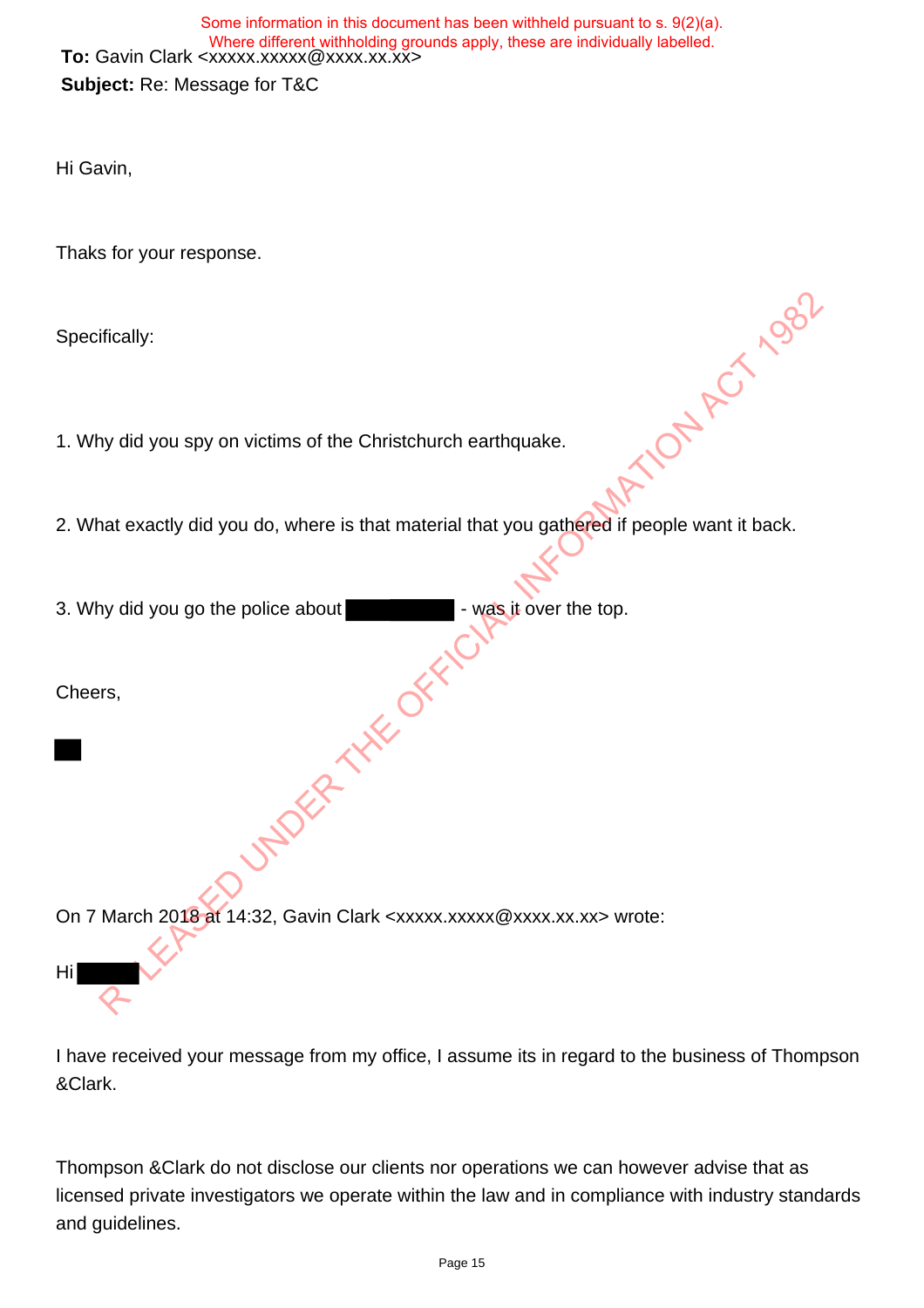Some information in this document has been withheld pursuant to s. 9(2)(a). Where different withholding grounds apply, these are individually labelled.

**To:** Gavin Clark <xxxxx.xxxxx@xxxx.xx.xx>

**Subject:** Re: Message for T&C

Hi Gavin,

Thaks for your response.

Specifically:

1. Why did you spy on victims of the Christchurch earthquake.

2. What exactly did you do, where is that material that you gathered if people want it back.

3. Why did you go the police about ██████████ - was it over the top.

Cheers,

██

On 7 March 2018 at 14:32, Gavin Clark <xxxxx.xxxxx@xxxx.xx.xx> wrote:

Hi ██████

I have received your message from my office, I assume its in regard to the business of Thompson &Clark.

Thompson &Clark do not disclose our clients nor operations we can however advise that as licensed private investigators we operate within the law and in compliance with industry standards and guidelines.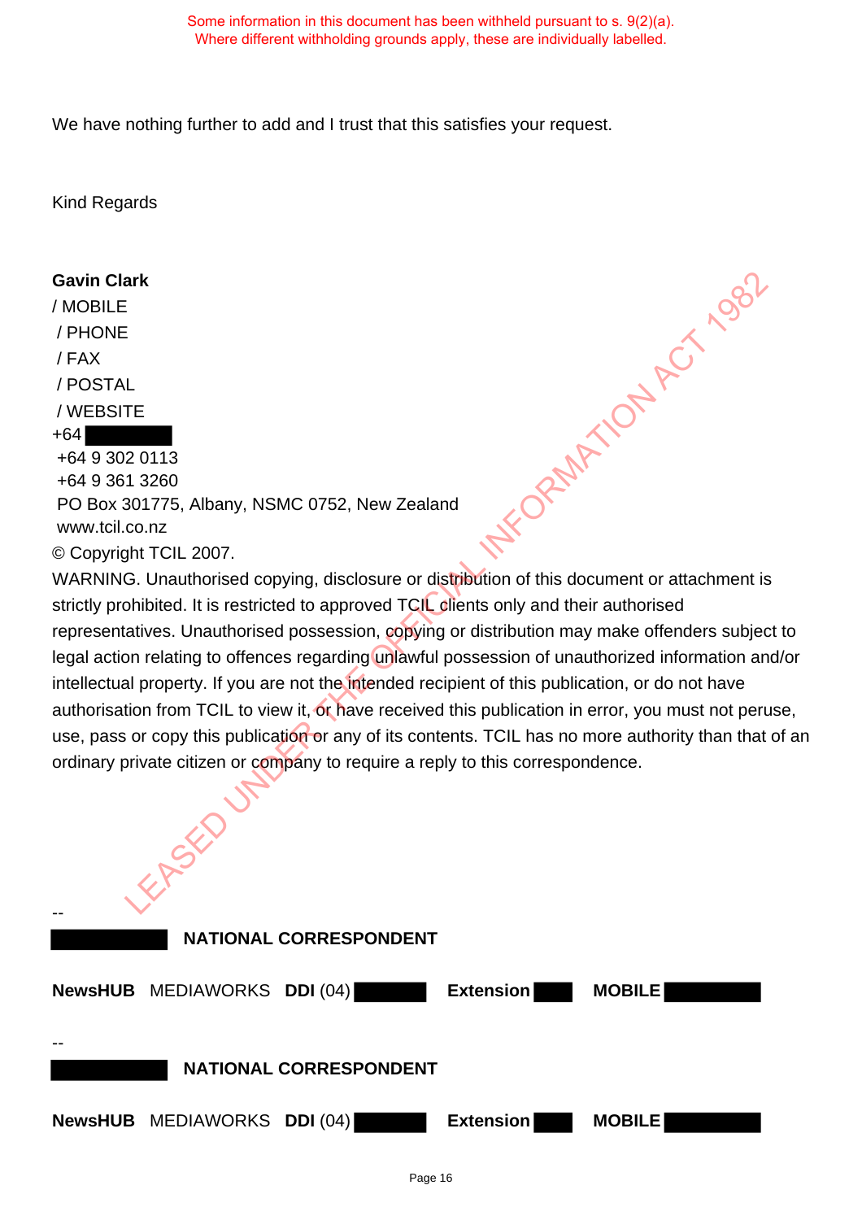Some information in this document has been withheld pursuant to s. 9(2)(a).
Where different withholding grounds apply, these are individually labelled.

We have nothing further to add and I trust that this satisfies your request.

Kind Regards

**Gavin Clark**
/ MOBILE
/ PHONE
/ FAX
/ POSTAL
/ WEBSITE
+64 [redacted]
+64 9 302 0113
+64 9 361 3260
PO Box 301775, Albany, NSMC 0752, New Zealand
www.tcil.co.nz
© Copyright TCIL 2007.
WARNING. Unauthorised copying, disclosure or distribution of this document or attachment is strictly prohibited. It is restricted to approved TCIL clients only and their authorised representatives. Unauthorised possession, copying or distribution may make offenders subject to legal action relating to offences regarding unlawful possession of unauthorized information and/or intellectual property. If you are not the intended recipient of this publication, or do not have authorisation from TCIL to view it, or have received this publication in error, you must not peruse, use, pass or copy this publication or any of its contents. TCIL has no more authority than that of an ordinary private citizen or company to require a reply to this correspondence.

--

[redacted] **NATIONAL CORRESPONDENT**

**NewsHUB** MEDIAWORKS **DDI** (04) [redacted] **Extension** [redacted] **MOBILE** [redacted]

--

[redacted] **NATIONAL CORRESPONDENT**

**NewsHUB** MEDIAWORKS **DDI** (04) [redacted] **Extension** [redacted] **MOBILE** [redacted]

RELEASED UNDER THE OFFICIAL INFORMATION ACT 1982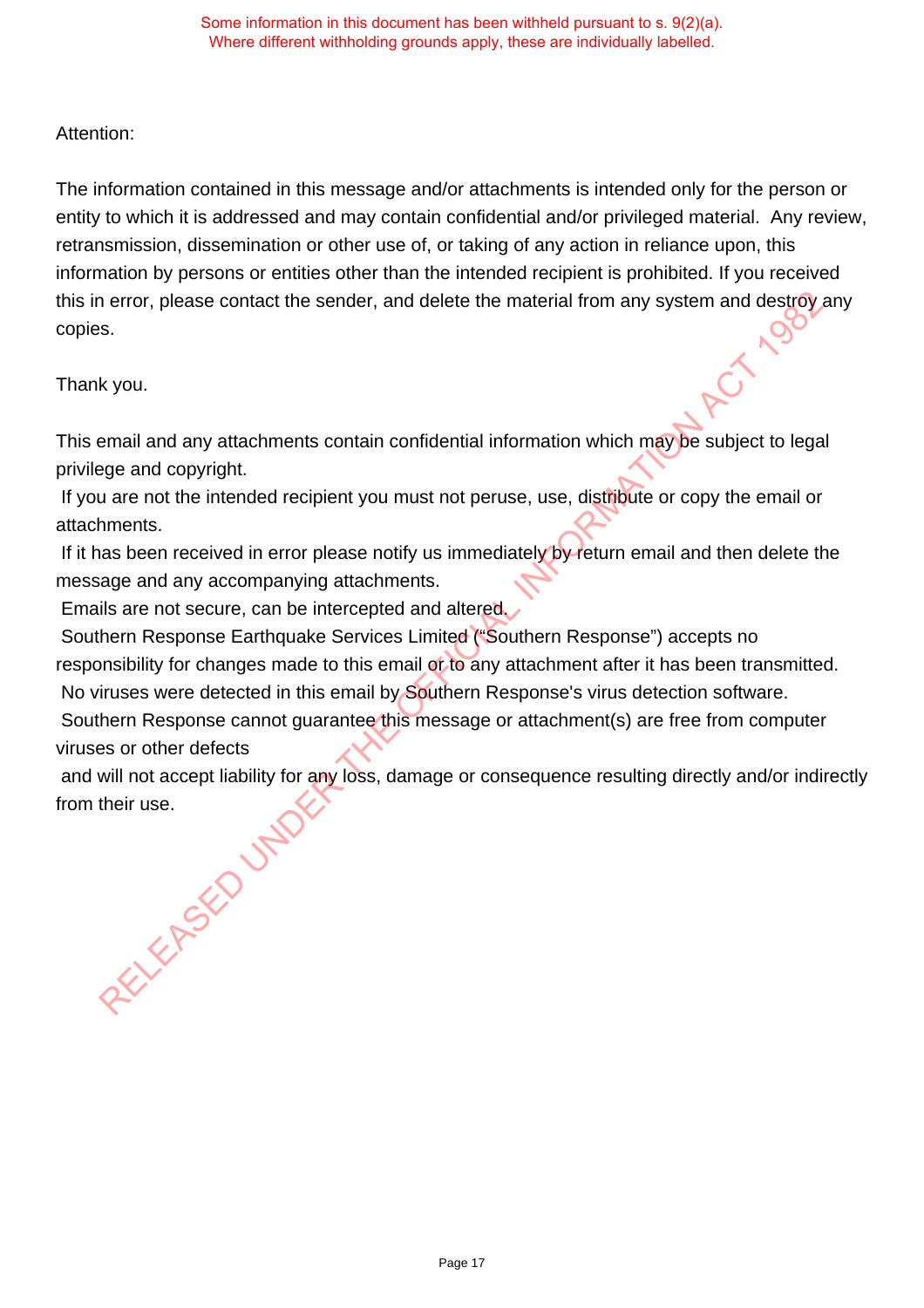Some information in this document has been withheld pursuant to s. 9(2)(a).
Where different withholding grounds apply, these are individually labelled.

Attention:

The information contained in this message and/or attachments is intended only for the person or entity to which it is addressed and may contain confidential and/or privileged material. Any review, retransmission, dissemination or other use of, or taking of any action in reliance upon, this information by persons or entities other than the intended recipient is prohibited. If you received this in error, please contact the sender, and delete the material from any system and destroy any copies.

Thank you.

This email and any attachments contain confidential information which may be subject to legal privilege and copyright.
If you are not the intended recipient you must not peruse, use, distribute or copy the email or attachments.
If it has been received in error please notify us immediately by return email and then delete the message and any accompanying attachments.
Emails are not secure, can be intercepted and altered.
Southern Response Earthquake Services Limited ("Southern Response") accepts no responsibility for changes made to this email or to any attachment after it has been transmitted.
No viruses were detected in this email by Southern Response's virus detection software.
Southern Response cannot guarantee this message or attachment(s) are free from computer viruses or other defects
and will not accept liability for any loss, damage or consequence resulting directly and/or indirectly from their use.

RELEASED UNDER THE OFFICIAL INFORMATION ACT 1982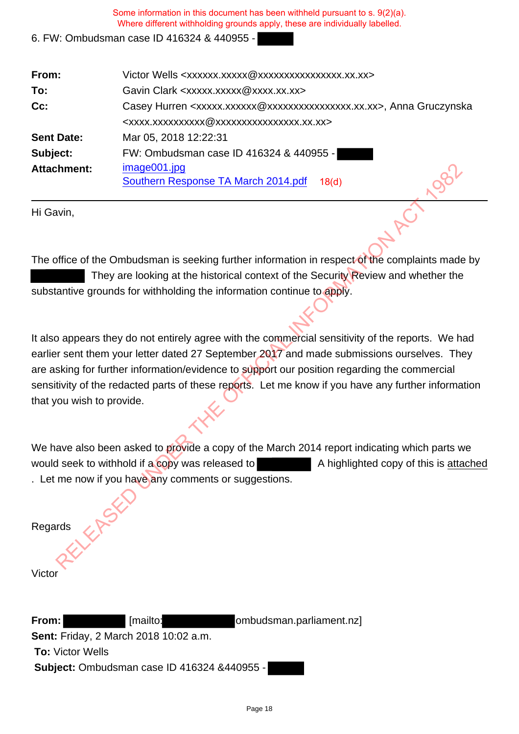Some information in this document has been withheld pursuant to s. 9(2)(a).
Where different withholding grounds apply, these are individually labelled.

6. FW: Ombudsman case ID 416324 & 440955 - ██████

| | |
|---|---|
| **From:** | Victor Wells <xxxxxx.xxxxx@xxxxxxxxxxxxxxxx.xx.xx> |
| **To:** | Gavin Clark <xxxxx.xxxxx@xxxx.xx.xx> |
| **Cc:** | Casey Hurren <xxxxx.xxxxxx@xxxxxxxxxxxxxxxx.xx.xx>, Anna Gruczynska <xxxx.xxxxxxxxxx@xxxxxxxxxxxxxxxx.xx.xx> |
| **Sent Date:** | Mar 05, 2018 12:22:31 |
| **Subject:** | FW: Ombudsman case ID 416324 & 440955 - ██████ |
| **Attachment:** | image001.jpg<br>Southern Response TA March 2014.pdf 18(d) |

Hi Gavin,

The office of the Ombudsman is seeking further information in respect of the complaints made by ██████ They are looking at the historical context of the Security Review and whether the substantive grounds for withholding the information continue to apply.

It also appears they do not entirely agree with the commercial sensitivity of the reports. We had earlier sent them your letter dated 27 September 2017 and made submissions ourselves. They are asking for further information/evidence to support our position regarding the commercial sensitivity of the redacted parts of these reports. Let me know if you have any further information that you wish to provide.

We have also been asked to provide a copy of the March 2014 report indicating which parts we would seek to withhold if a copy was released to ██████ A highlighted copy of this is attached . Let me now if you have any comments or suggestions.

Regards

Victor

**From:** ██████ [mailto:██████ombudsman.parliament.nz]
**Sent:** Friday, 2 March 2018 10:02 a.m.
**To:** Victor Wells
**Subject:** Ombudsman case ID 416324 &440955 - ██████

RELEASED UNDER THE OFFICIAL INFORMATION ACT 1982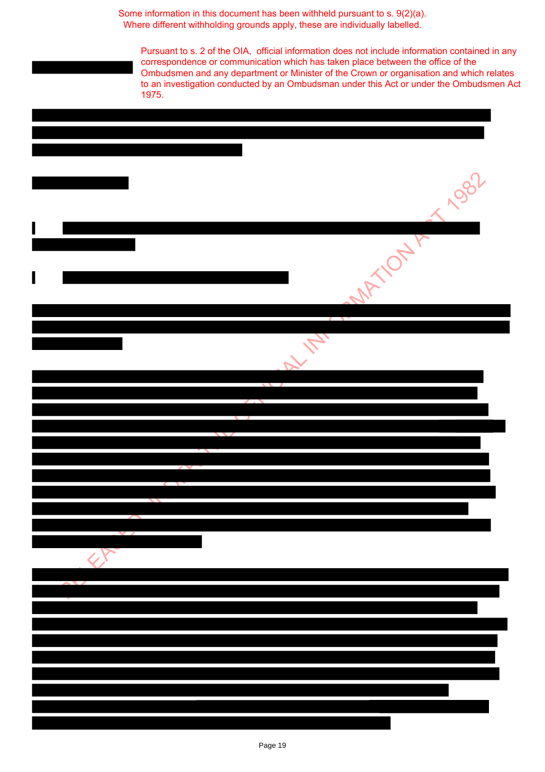Some information in this document has been withheld pursuant to s. 9(2)(a).
Where different withholding grounds apply, these are individually labelled.

Pursuant to s. 2 of the OIA, official information does not include information contained in any correspondence or communication which has taken place between the office of the Ombudsmen and any department or Minister of the Crown or organisation and which relates to an investigation conducted by an Ombudsman under this Act or under the Ombudsmen Act 1975.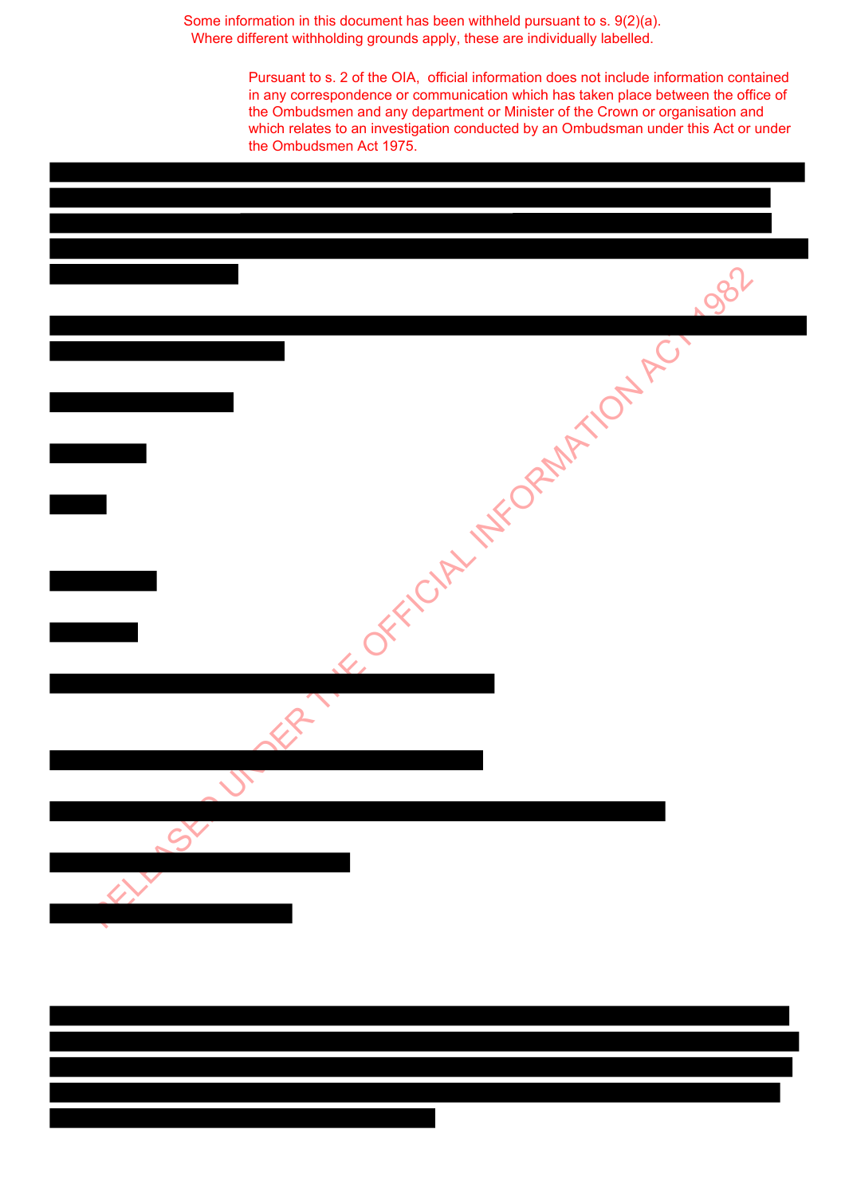Some information in this document has been withheld pursuant to s. 9(2)(a).
Where different withholding grounds apply, these are individually labelled.

Pursuant to s. 2 of the OIA, official information does not include information contained in any correspondence or communication which has taken place between the office of the Ombudsmen and any department or Minister of the Crown or organisation and which relates to an investigation conducted by an Ombudsman under this Act or under the Ombudsmen Act 1975.

RELEASED UNDER THE OFFICIAL INFORMATION ACT 1982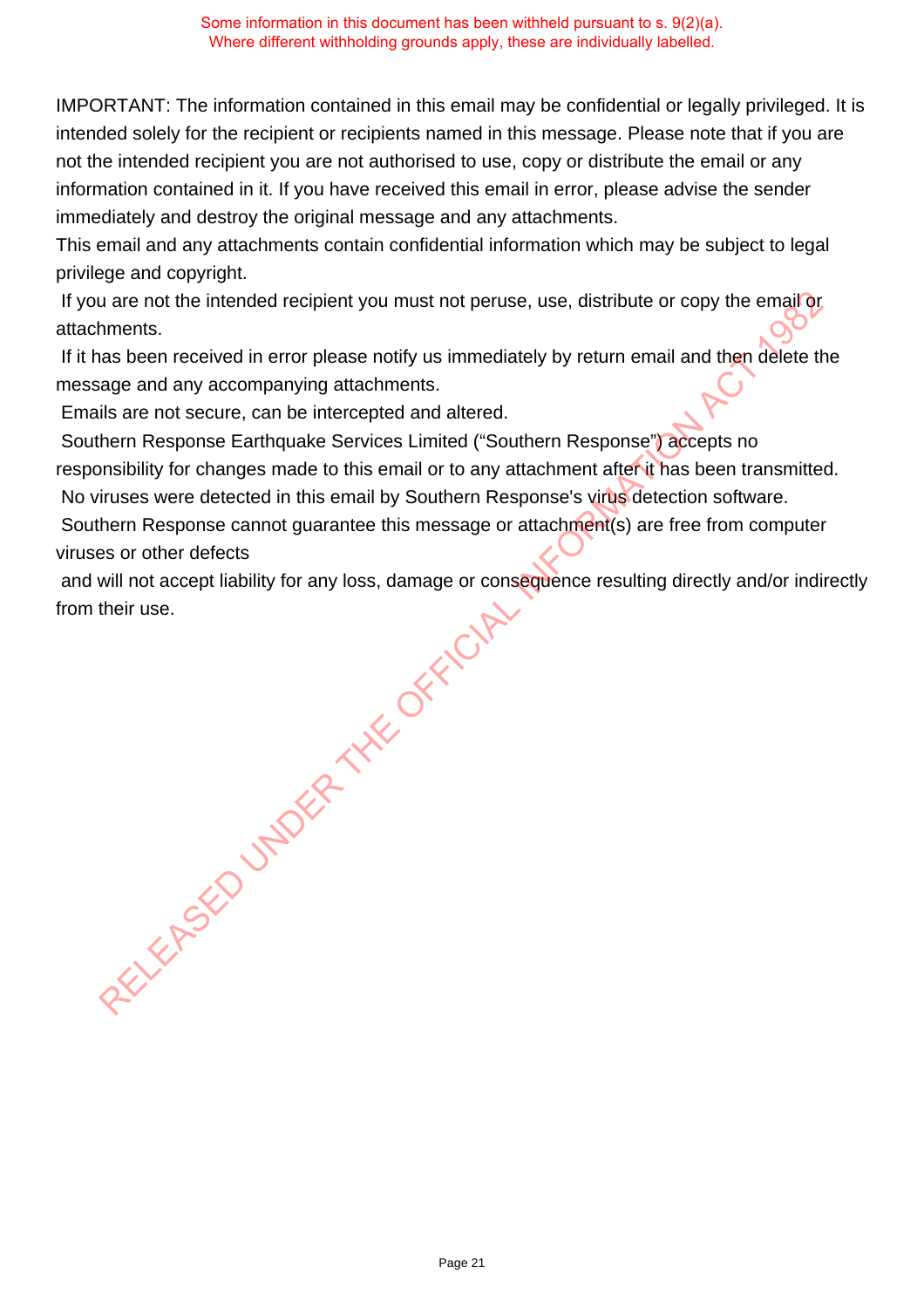Some information in this document has been withheld pursuant to s. 9(2)(a).
Where different withholding grounds apply, these are individually labelled.

IMPORTANT: The information contained in this email may be confidential or legally privileged. It is intended solely for the recipient or recipients named in this message. Please note that if you are not the intended recipient you are not authorised to use, copy or distribute the email or any information contained in it. If you have received this email in error, please advise the sender immediately and destroy the original message and any attachments.
This email and any attachments contain confidential information which may be subject to legal privilege and copyright.
If you are not the intended recipient you must not peruse, use, distribute or copy the email or attachments.
If it has been received in error please notify us immediately by return email and then delete the message and any accompanying attachments.
Emails are not secure, can be intercepted and altered.
Southern Response Earthquake Services Limited ("Southern Response") accepts no responsibility for changes made to this email or to any attachment after it has been transmitted.
No viruses were detected in this email by Southern Response's virus detection software.
Southern Response cannot guarantee this message or attachment(s) are free from computer viruses or other defects
and will not accept liability for any loss, damage or consequence resulting directly and/or indirectly from their use.

RELEASED UNDER THE OFFICIAL INFORMATION ACT 1982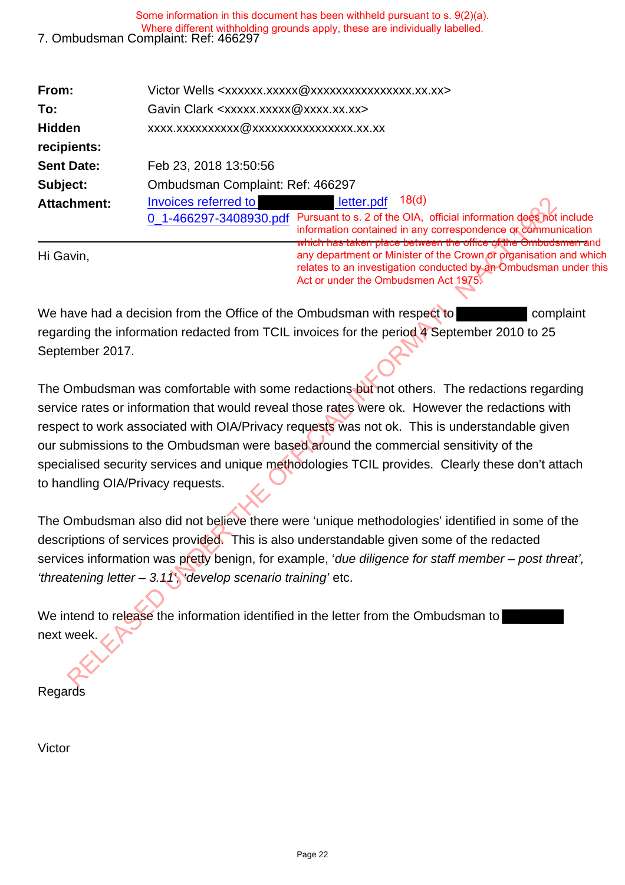Some information in this document has been withheld pursuant to s. 9(2)(a). Where different withholding grounds apply, these are individually labelled.

7. Ombudsman Complaint: Ref: 466297

| | |
|---|---|
| **From:** | Victor Wells <xxxxxx.xxxxx@xxxxxxxxxxxxxxxx.xx.xx> |
| **To:** | Gavin Clark <xxxxx.xxxxx@xxxx.xx.xx> |
| **Hidden recipients:** | xxxx.xxxxxxxxxx@xxxxxxxxxxxxxxxx.xx.xx |
| **Sent Date:** | Feb 23, 2018 13:50:56 |
| **Subject:** | Ombudsman Complaint: Ref: 466297 |
| **Attachment:** | Invoices referred to ██████ letter.pdf 18(d) <br> 0_1-466297-3408930.pdf |

Pursuant to s. 2 of the OIA, official information does not include information contained in any correspondence or communication which has taken place between the office of the Ombudsmen and any department or Minister of the Crown or organisation and which relates to an investigation conducted by an Ombudsman under this Act or under the Ombudsmen Act 1975.

Hi Gavin,

We have had a decision from the Office of the Ombudsman with respect to ██████ complaint regarding the information redacted from TCIL invoices for the period 4 September 2010 to 25 September 2017.

The Ombudsman was comfortable with some redactions but not others. The redactions regarding service rates or information that would reveal those rates were ok. However the redactions with respect to work associated with OIA/Privacy requests was not ok. This is understandable given our submissions to the Ombudsman were based around the commercial sensitivity of the specialised security services and unique methodologies TCIL provides. Clearly these don't attach to handling OIA/Privacy requests.

The Ombudsman also did not believe there were 'unique methodologies' identified in some of the descriptions of services provided. This is also understandable given some of the redacted services information was pretty benign, for example, '*due diligence for staff member – post threat', 'threatening letter – 3.11', 'develop scenario training'* etc.

We intend to release the information identified in the letter from the Ombudsman to ██████ next week.

Regards

Victor

RELEASED UNDER THE OFFICIAL INFORMATION ACT 1982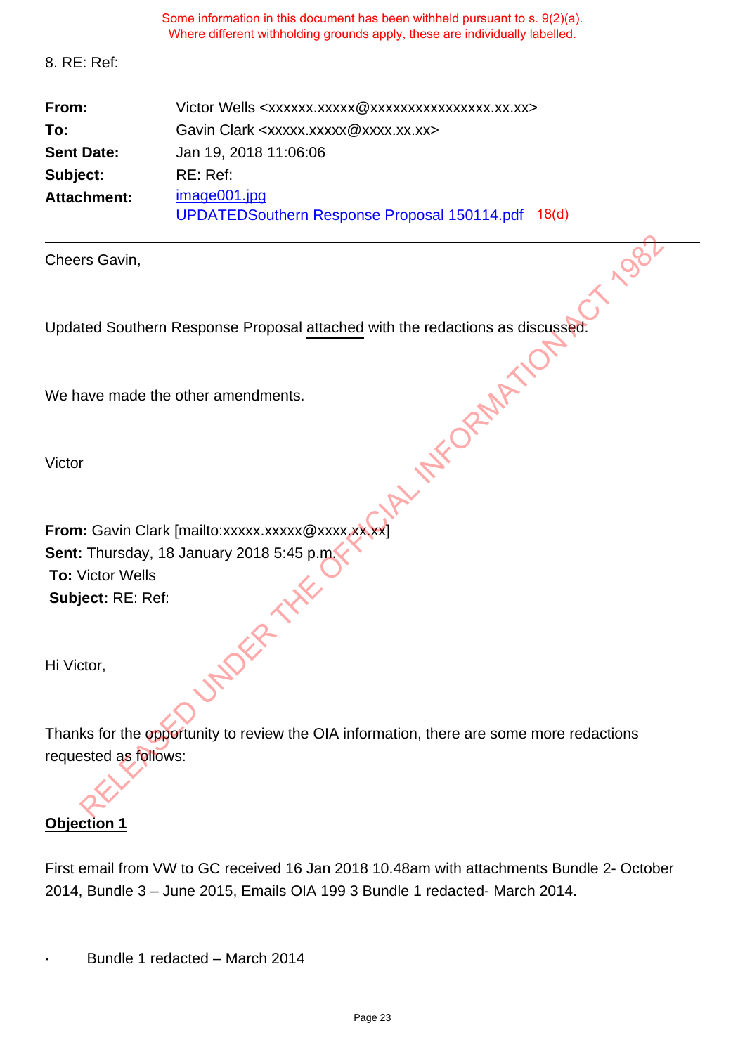Some information in this document has been withheld pursuant to s. 9(2)(a).
Where different withholding grounds apply, these are individually labelled.

8. RE: Ref:

| | |
|---|---|
| **From:** | Victor Wells <xxxxxx.xxxxx@xxxxxxxxxxxxxxxx.xx.xx> |
| **To:** | Gavin Clark <xxxxx.xxxxx@xxxx.xx.xx> |
| **Sent Date:** | Jan 19, 2018 11:06:06 |
| **Subject:** | RE: Ref: |
| **Attachment:** | image001.jpg<br>UPDATEDSouthern Response Proposal 150114.pdf 18(d) |

---

Cheers Gavin,

Updated Southern Response Proposal attached with the redactions as discussed.

We have made the other amendments.

Victor

**From:** Gavin Clark [mailto:xxxxx.xxxxx@xxxx.xx.xx]
**Sent:** Thursday, 18 January 2018 5:45 p.m.
**To:** Victor Wells
**Subject:** RE: Ref:

Hi Victor,

Thanks for the opportunity to review the OIA information, there are some more redactions requested as follows:

**Objection 1**

First email from VW to GC received 16 Jan 2018 10.48am with attachments Bundle 2- October 2014, Bundle 3 – June 2015, Emails OIA 199 3 Bundle 1 redacted- March 2014.

· Bundle 1 redacted – March 2014

RELEASED UNDER THE OFFICIAL INFORMATION ACT 1982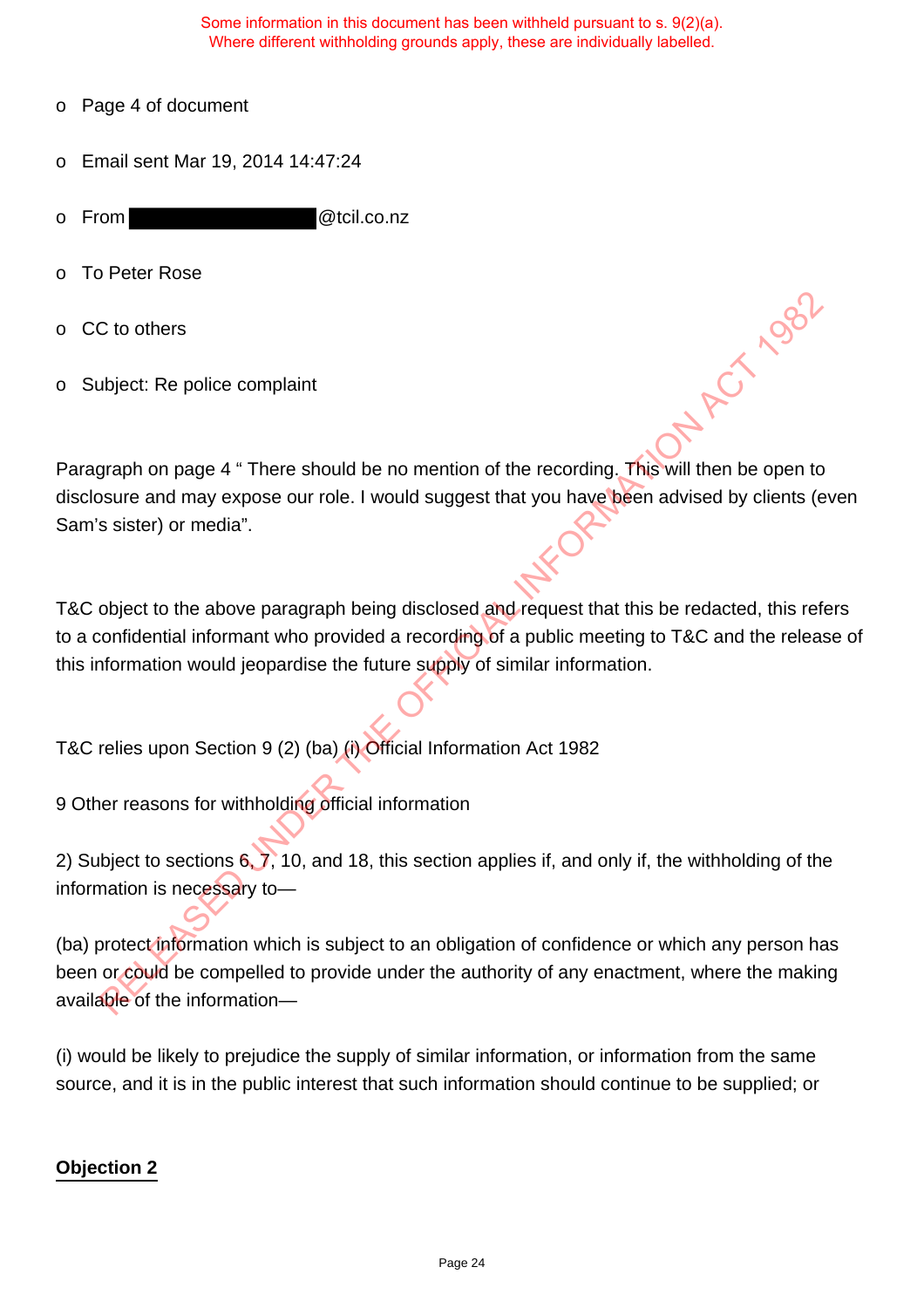Some information in this document has been withheld pursuant to s. 9(2)(a).
Where different withholding grounds apply, these are individually labelled.

- Page 4 of document
- Email sent Mar 19, 2014 14:47:24
- From ██████████████@tcil.co.nz
- To Peter Rose
- CC to others
- Subject: Re police complaint

Paragraph on page 4 " There should be no mention of the recording. This will then be open to disclosure and may expose our role. I would suggest that you have been advised by clients (even Sam's sister) or media".

T&C object to the above paragraph being disclosed and request that this be redacted, this refers to a confidential informant who provided a recording of a public meeting to T&C and the release of this information would jeopardise the future supply of similar information.

T&C relies upon Section 9 (2) (ba) (i) Official Information Act 1982

9 Other reasons for withholding official information

2) Subject to sections 6, 7, 10, and 18, this section applies if, and only if, the withholding of the information is necessary to—

(ba) protect information which is subject to an obligation of confidence or which any person has been or could be compelled to provide under the authority of any enactment, where the making available of the information—

(i) would be likely to prejudice the supply of similar information, or information from the same source, and it is in the public interest that such information should continue to be supplied; or

**Objection 2**

RELEASED UNDER THE OFFICIAL INFORMATION ACT 1982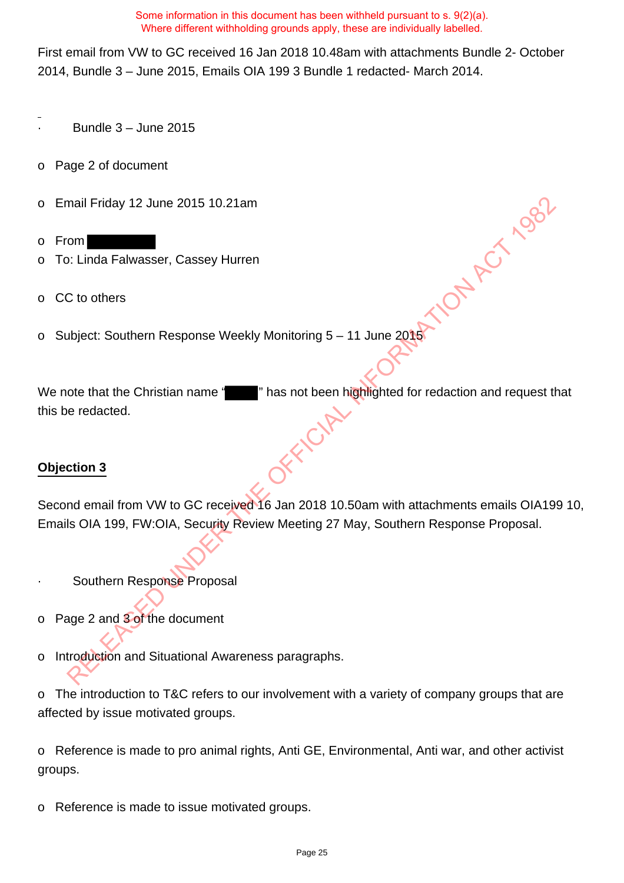Some information in this document has been withheld pursuant to s. 9(2)(a).
Where different withholding grounds apply, these are individually labelled.

First email from VW to GC received 16 Jan 2018 10.48am with attachments Bundle 2- October 2014, Bundle 3 – June 2015, Emails OIA 199 3 Bundle 1 redacted- March 2014.

- Bundle 3 – June 2015

  - Page 2 of document
  - Email Friday 12 June 2015 10.21am
  - From [redacted]
  - To: Linda Falwasser, Cassey Hurren
  - CC to others
  - Subject: Southern Response Weekly Monitoring 5 – 11 June 2015

We note that the Christian name "[redacted]" has not been highlighted for redaction and request that this be redacted.

**Objection 3**

Second email from VW to GC received 16 Jan 2018 10.50am with attachments emails OIA199 10, Emails OIA 199, FW:OIA, Security Review Meeting 27 May, Southern Response Proposal.

- Southern Response Proposal

  - Page 2 and 3 of the document
  - Introduction and Situational Awareness paragraphs.
  - The introduction to T&C refers to our involvement with a variety of company groups that are affected by issue motivated groups.
  - Reference is made to pro animal rights, Anti GE, Environmental, Anti war, and other activist groups.
  - Reference is made to issue motivated groups.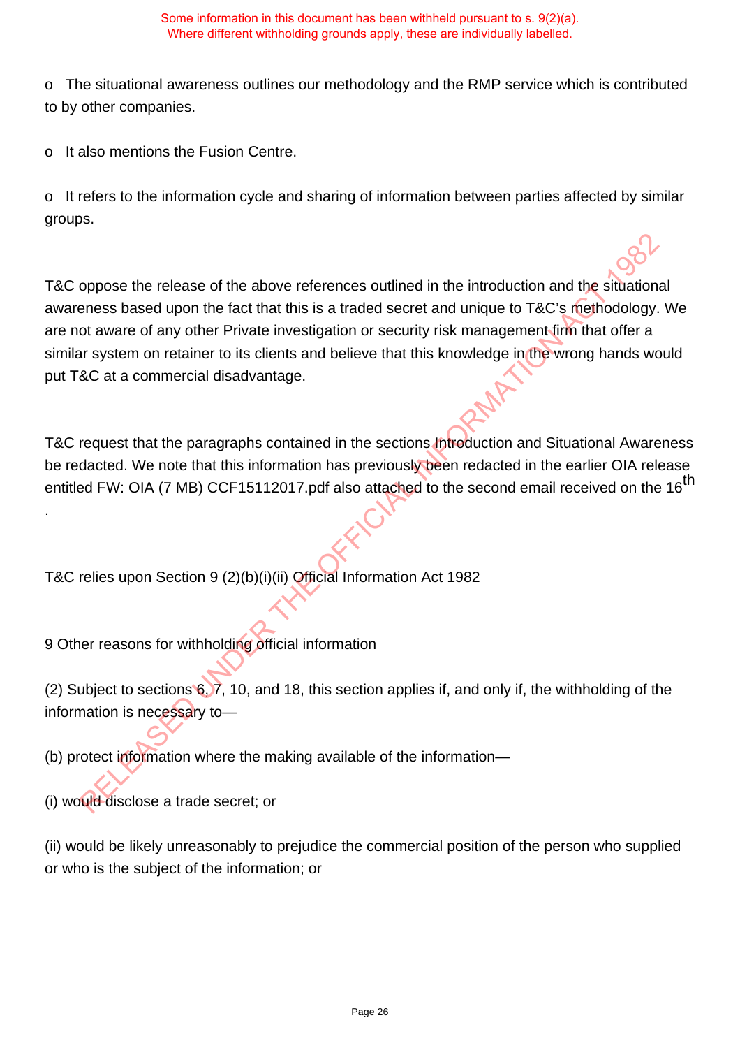Some information in this document has been withheld pursuant to s. 9(2)(a).
Where different withholding grounds apply, these are individually labelled.

o The situational awareness outlines our methodology and the RMP service which is contributed to by other companies.

o It also mentions the Fusion Centre.

o It refers to the information cycle and sharing of information between parties affected by similar groups.

T&C oppose the release of the above references outlined in the introduction and the situational awareness based upon the fact that this is a traded secret and unique to T&C's methodology. We are not aware of any other Private investigation or security risk management firm that offer a similar system on retainer to its clients and believe that this knowledge in the wrong hands would put T&C at a commercial disadvantage.

T&C request that the paragraphs contained in the sections Introduction and Situational Awareness be redacted. We note that this information has previously been redacted in the earlier OIA release entitled FW: OIA (7 MB) CCF15112017.pdf also attached to the second email received on the 16th
.

T&C relies upon Section 9 (2)(b)(i)(ii) Official Information Act 1982

9 Other reasons for withholding official information

(2) Subject to sections 6, 7, 10, and 18, this section applies if, and only if, the withholding of the information is necessary to—

(b) protect information where the making available of the information—

(i) would disclose a trade secret; or

(ii) would be likely unreasonably to prejudice the commercial position of the person who supplied or who is the subject of the information; or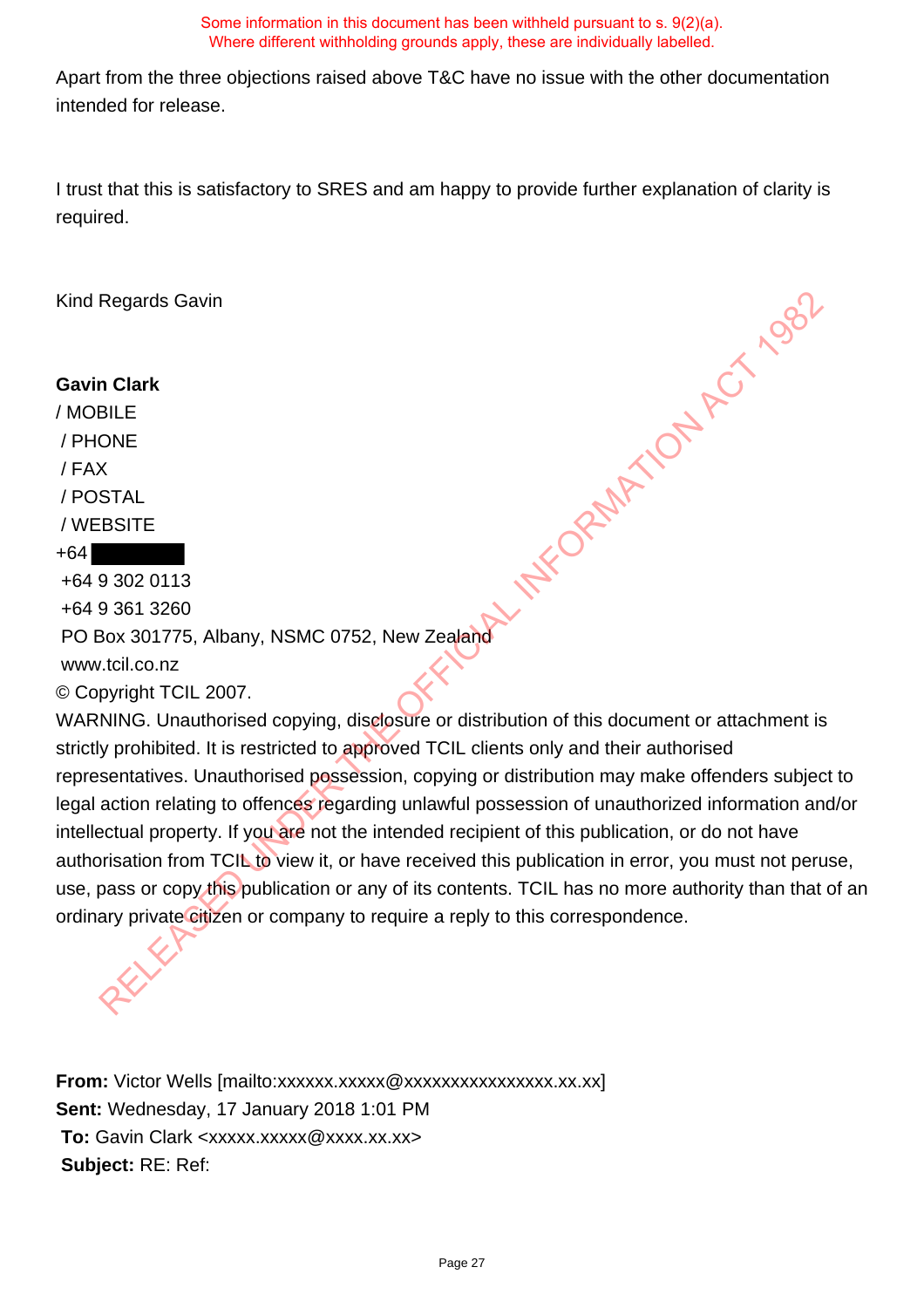Some information in this document has been withheld pursuant to s. 9(2)(a).
Where different withholding grounds apply, these are individually labelled.

Apart from the three objections raised above T&C have no issue with the other documentation intended for release.

I trust that this is satisfactory to SRES and am happy to provide further explanation of clarity is required.

Kind Regards Gavin

**Gavin Clark**
/ MOBILE
/ PHONE
/ FAX
/ POSTAL
/ WEBSITE
+64 ████████
+64 9 302 0113
+64 9 361 3260
PO Box 301775, Albany, NSMC 0752, New Zealand
www.tcil.co.nz
© Copyright TCIL 2007.
WARNING. Unauthorised copying, disclosure or distribution of this document or attachment is strictly prohibited. It is restricted to approved TCIL clients only and their authorised representatives. Unauthorised possession, copying or distribution may make offenders subject to legal action relating to offences regarding unlawful possession of unauthorized information and/or intellectual property. If you are not the intended recipient of this publication, or do not have authorisation from TCIL to view it, or have received this publication in error, you must not peruse, use, pass or copy this publication or any of its contents. TCIL has no more authority than that of an ordinary private citizen or company to require a reply to this correspondence.

**From:** Victor Wells [mailto:xxxxxx.xxxxx@xxxxxxxxxxxxxxxx.xx.xx]
**Sent:** Wednesday, 17 January 2018 1:01 PM
**To:** Gavin Clark <xxxxx.xxxxx@xxxx.xx.xx>
**Subject:** RE: Ref: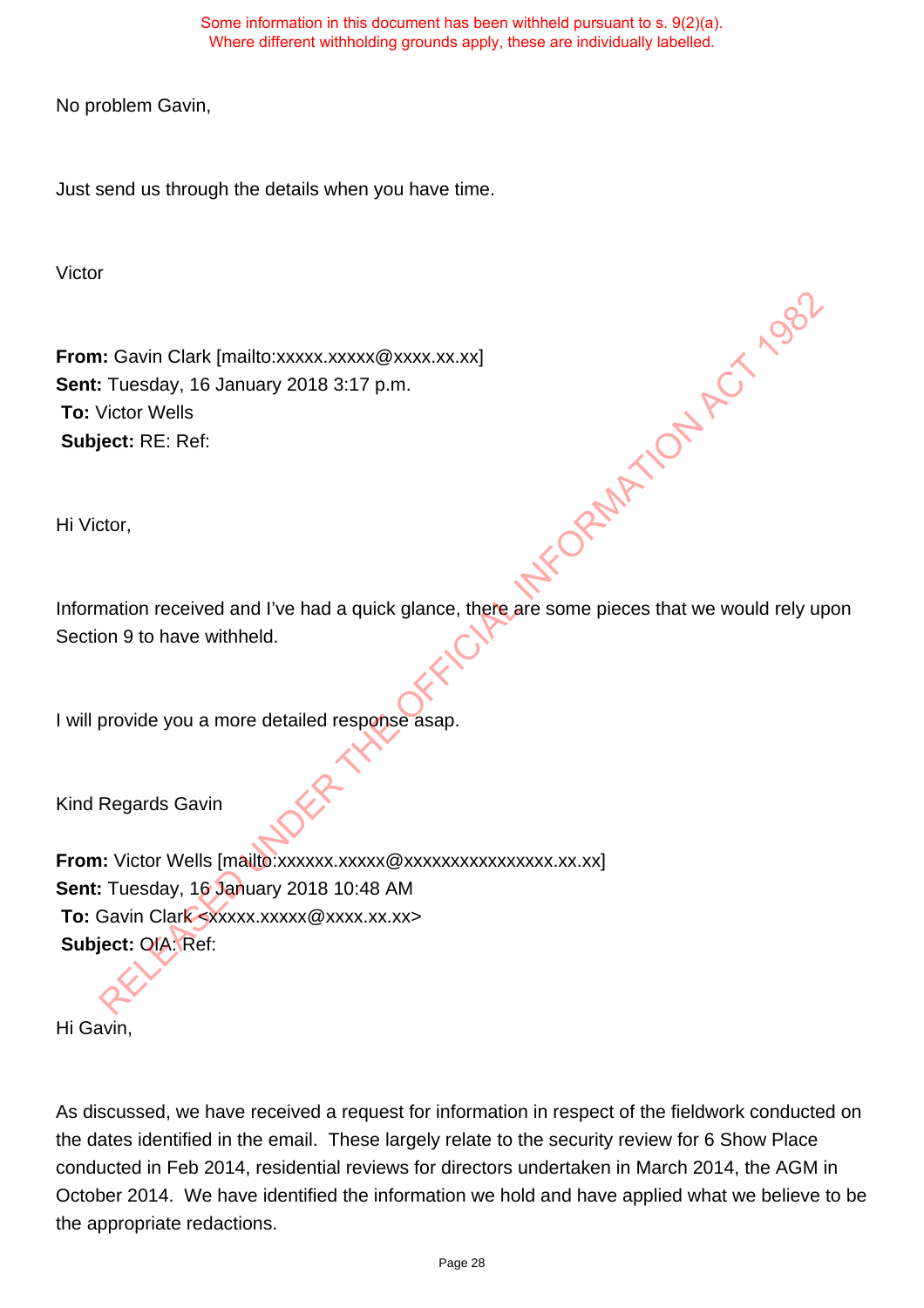Some information in this document has been withheld pursuant to s. 9(2)(a).
Where different withholding grounds apply, these are individually labelled.

No problem Gavin,

Just send us through the details when you have time.

Victor

**From:** Gavin Clark [mailto:xxxxx.xxxxx@xxxx.xx.xx]
**Sent:** Tuesday, 16 January 2018 3:17 p.m.
**To:** Victor Wells
**Subject:** RE: Ref:

Hi Victor,

Information received and I've had a quick glance, there are some pieces that we would rely upon Section 9 to have withheld.

I will provide you a more detailed response asap.

Kind Regards Gavin

**From:** Victor Wells [mailto:xxxxxx.xxxxx@xxxxxxxxxxxxxxxx.xx.xx]
**Sent:** Tuesday, 16 January 2018 10:48 AM
**To:** Gavin Clark <xxxxx.xxxxx@xxxx.xx.xx>
**Subject:** OIA: Ref:

Hi Gavin,

As discussed, we have received a request for information in respect of the fieldwork conducted on the dates identified in the email. These largely relate to the security review for 6 Show Place conducted in Feb 2014, residential reviews for directors undertaken in March 2014, the AGM in October 2014. We have identified the information we hold and have applied what we believe to be the appropriate redactions.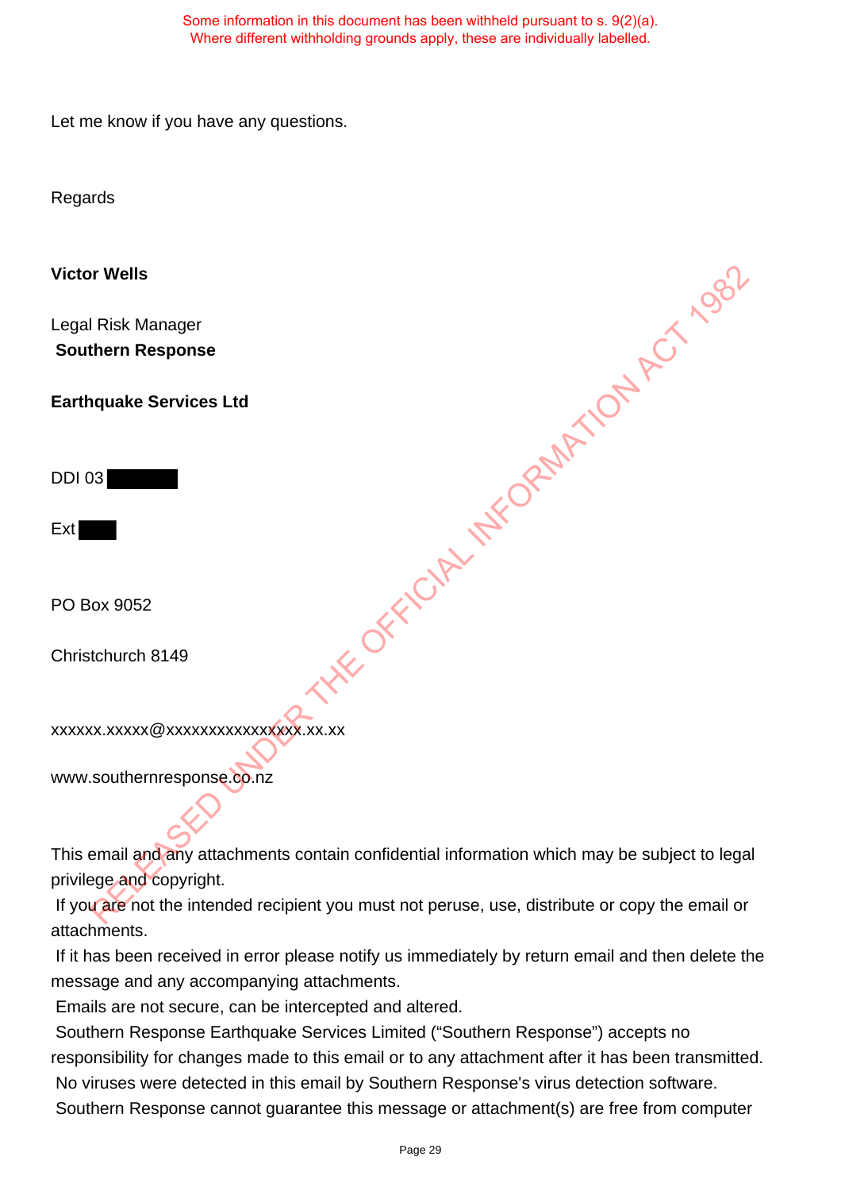Some information in this document has been withheld pursuant to s. 9(2)(a).
Where different withholding grounds apply, these are individually labelled.

Let me know if you have any questions.

Regards

**Victor Wells**

Legal Risk Manager
**Southern Response**

**Earthquake Services Ltd**

DDI 03 ██████

Ext ███

PO Box 9052

Christchurch 8149

xxxxxx.xxxxx@xxxxxxxxxxxxxxxx.xx.xx

www.southernresponse.co.nz

This email and any attachments contain confidential information which may be subject to legal privilege and copyright.
If you are not the intended recipient you must not peruse, use, distribute or copy the email or attachments.
If it has been received in error please notify us immediately by return email and then delete the message and any accompanying attachments.
Emails are not secure, can be intercepted and altered.
Southern Response Earthquake Services Limited ("Southern Response") accepts no responsibility for changes made to this email or to any attachment after it has been transmitted.
No viruses were detected in this email by Southern Response's virus detection software.
Southern Response cannot guarantee this message or attachment(s) are free from computer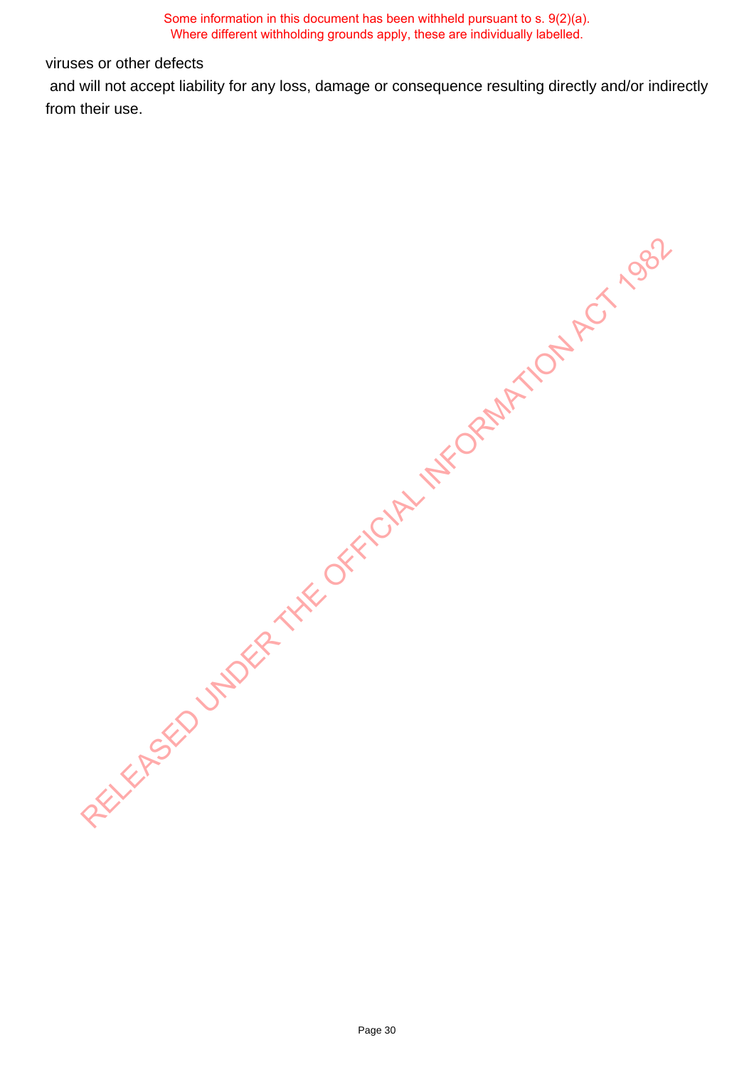viruses or other defects

and will not accept liability for any loss, damage or consequence resulting directly and/or indirectly from their use.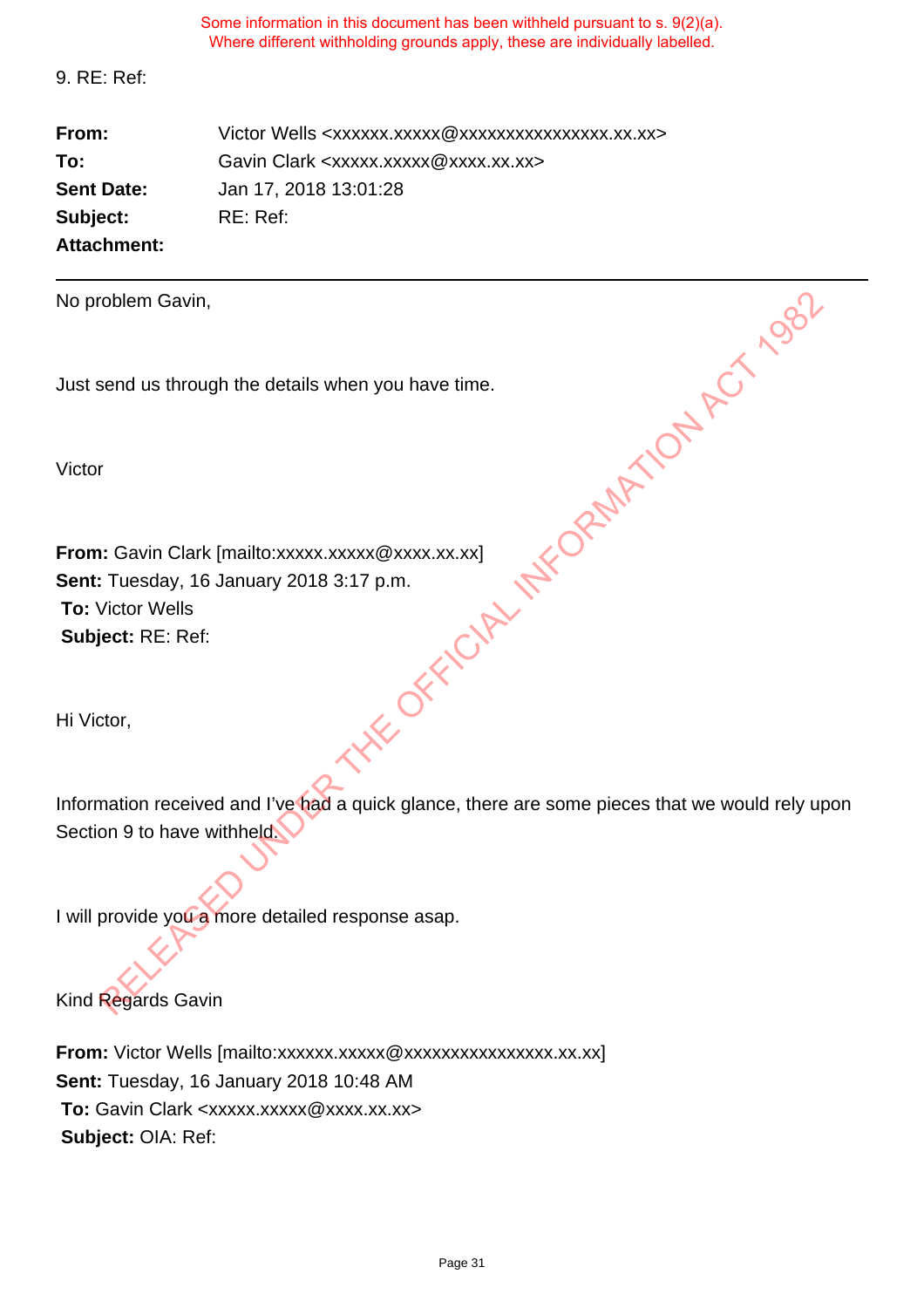Some information in this document has been withheld pursuant to s. 9(2)(a).
Where different withholding grounds apply, these are individually labelled.

9. RE: Ref:

| | |
|---|---|
| **From:** | Victor Wells <xxxxxx.xxxxx@xxxxxxxxxxxxxxxx.xx.xx> |
| **To:** | Gavin Clark <xxxxx.xxxxx@xxxx.xx.xx> |
| **Sent Date:** | Jan 17, 2018 13:01:28 |
| **Subject:** | RE: Ref: |
| **Attachment:** | |

---

No problem Gavin,

Just send us through the details when you have time.

Victor

**From:** Gavin Clark [mailto:xxxxx.xxxxx@xxxx.xx.xx]
**Sent:** Tuesday, 16 January 2018 3:17 p.m.
**To:** Victor Wells
**Subject:** RE: Ref:

Hi Victor,

Information received and I've had a quick glance, there are some pieces that we would rely upon Section 9 to have withheld.

I will provide you a more detailed response asap.

Kind Regards Gavin

**From:** Victor Wells [mailto:xxxxxx.xxxxx@xxxxxxxxxxxxxxxx.xx.xx]
**Sent:** Tuesday, 16 January 2018 10:48 AM
**To:** Gavin Clark <xxxxx.xxxxx@xxxx.xx.xx>
**Subject:** OIA: Ref:

RELEASED UNDER THE OFFICIAL INFORMATION ACT 1982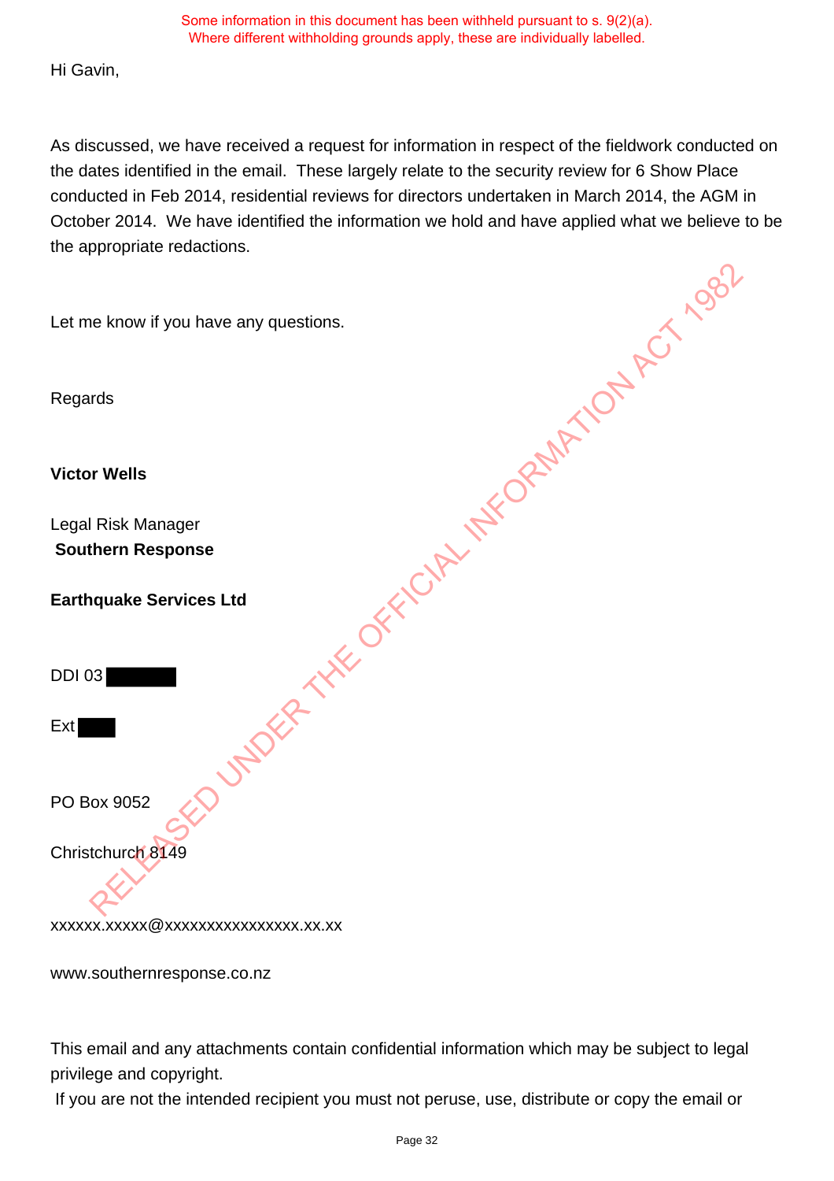Some information in this document has been withheld pursuant to s. 9(2)(a).
Where different withholding grounds apply, these are individually labelled.

Hi Gavin,

As discussed, we have received a request for information in respect of the fieldwork conducted on the dates identified in the email. These largely relate to the security review for 6 Show Place conducted in Feb 2014, residential reviews for directors undertaken in March 2014, the AGM in October 2014. We have identified the information we hold and have applied what we believe to be the appropriate redactions.

Let me know if you have any questions.

Regards

**Victor Wells**

Legal Risk Manager
**Southern Response**

**Earthquake Services Ltd**

DDI 03 ████

Ext ██

PO Box 9052

Christchurch 8149

xxxxxx.xxxxx@xxxxxxxxxxxxxxxx.xx.xx

www.southernresponse.co.nz

This email and any attachments contain confidential information which may be subject to legal privilege and copyright.
If you are not the intended recipient you must not peruse, use, distribute or copy the email or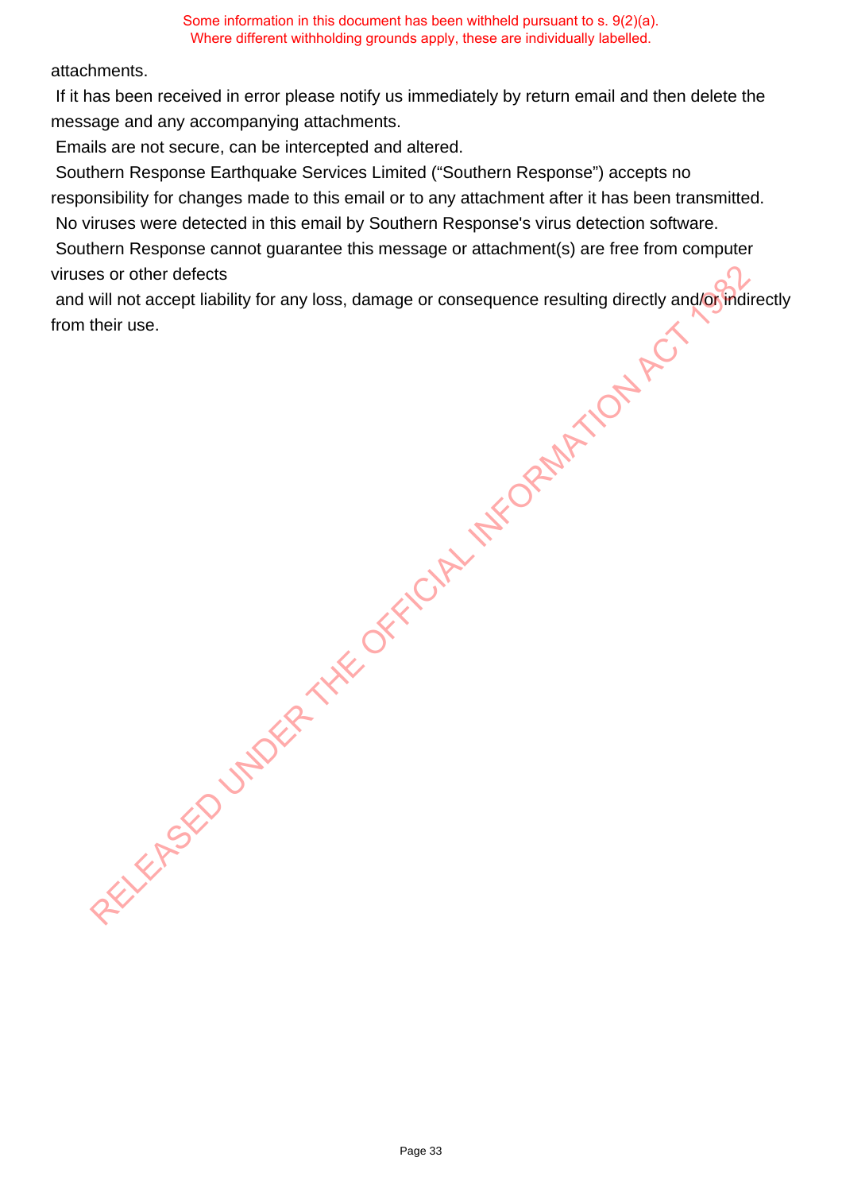attachments.

If it has been received in error please notify us immediately by return email and then delete the message and any accompanying attachments.

Emails are not secure, can be intercepted and altered.

Southern Response Earthquake Services Limited ("Southern Response") accepts no responsibility for changes made to this email or to any attachment after it has been transmitted.

No viruses were detected in this email by Southern Response's virus detection software.

Southern Response cannot guarantee this message or attachment(s) are free from computer viruses or other defects

and will not accept liability for any loss, damage or consequence resulting directly and/or indirectly from their use.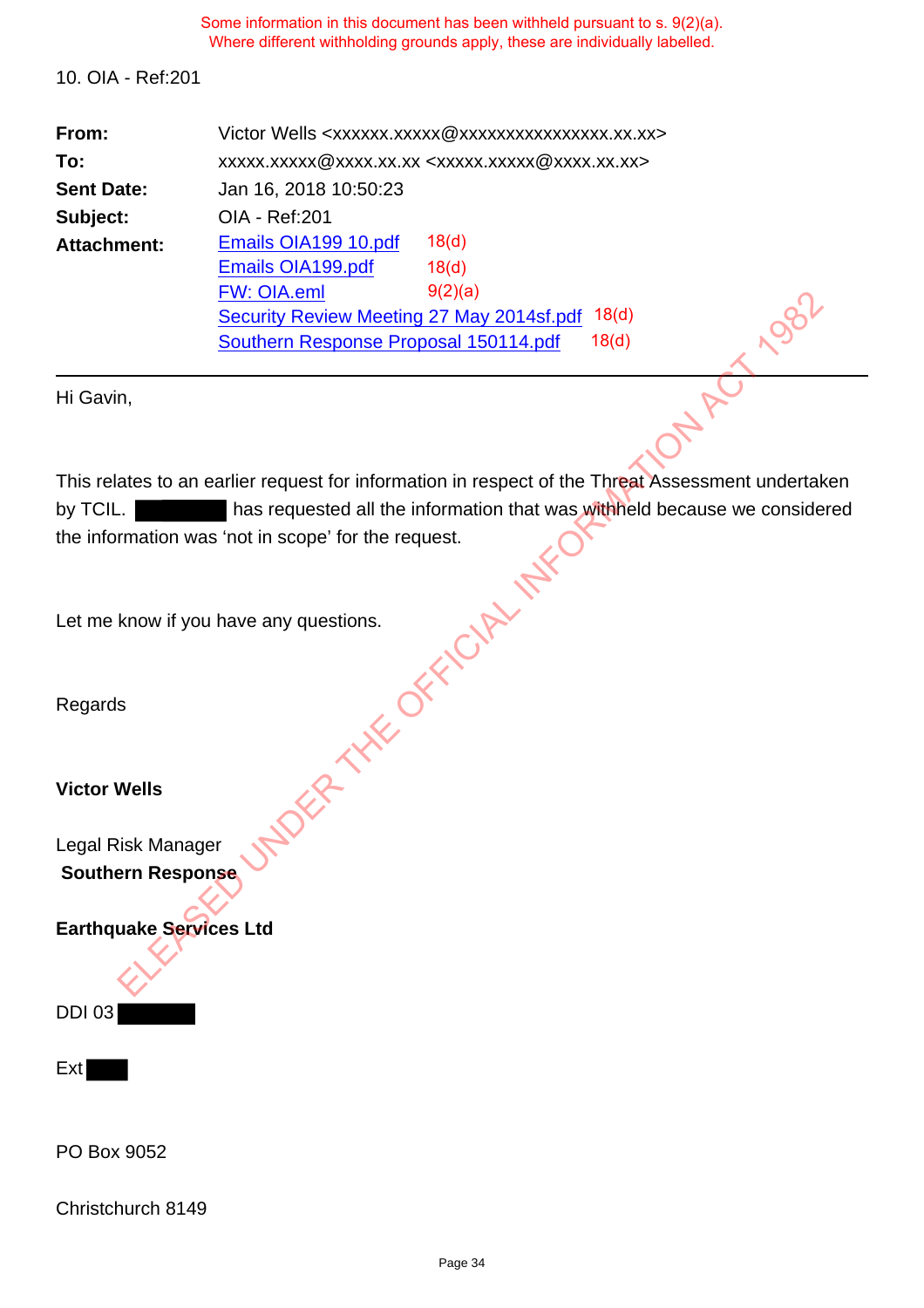Some information in this document has been withheld pursuant to s. 9(2)(a).
Where different withholding grounds apply, these are individually labelled.

10. OIA - Ref:201

| | |
|---|---|
| **From:** | Victor Wells <xxxxxx.xxxxx@xxxxxxxxxxxxxxxx.xx.xx> |
| **To:** | xxxxx.xxxxx@xxxx.xx.xx <xxxxx.xxxxx@xxxx.xx.xx> |
| **Sent Date:** | Jan 16, 2018 10:50:23 |
| **Subject:** | OIA - Ref:201 |
| **Attachment:** | Emails OIA199 10.pdf 18(d)<br>Emails OIA199.pdf 18(d)<br>FW: OIA.eml 9(2)(a)<br>Security Review Meeting 27 May 2014sf.pdf 18(d)<br>Southern Response Proposal 150114.pdf 18(d) |

---

Hi Gavin,

This relates to an earlier request for information in respect of the Threat Assessment undertaken by TCIL. ██████ has requested all the information that was withheld because we considered the information was 'not in scope' for the request.

Let me know if you have any questions.

Regards

**Victor Wells**

Legal Risk Manager
**Southern Response**

**Earthquake Services Ltd**

DDI 03 ██████

Ext ████

PO Box 9052

Christchurch 8149

RELEASED UNDER THE OFFICIAL INFORMATION ACT 1982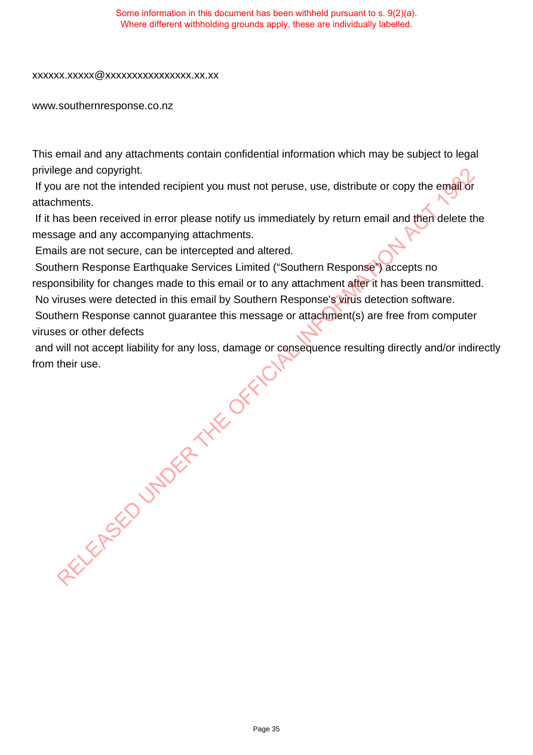Some information in this document has been withheld pursuant to s. 9(2)(a).
Where different withholding grounds apply, these are individually labelled.

xxxxxx.xxxxx@xxxxxxxxxxxxxxxx.xx.xx

www.southernresponse.co.nz

This email and any attachments contain confidential information which may be subject to legal privilege and copyright.
If you are not the intended recipient you must not peruse, use, distribute or copy the email or attachments.
If it has been received in error please notify us immediately by return email and then delete the message and any accompanying attachments.
Emails are not secure, can be intercepted and altered.
Southern Response Earthquake Services Limited ("Southern Response") accepts no responsibility for changes made to this email or to any attachment after it has been transmitted.
No viruses were detected in this email by Southern Response's virus detection software.
Southern Response cannot guarantee this message or attachment(s) are free from computer viruses or other defects
and will not accept liability for any loss, damage or consequence resulting directly and/or indirectly from their use.

RELEASED UNDER THE OFFICIAL INFORMATION ACT 1982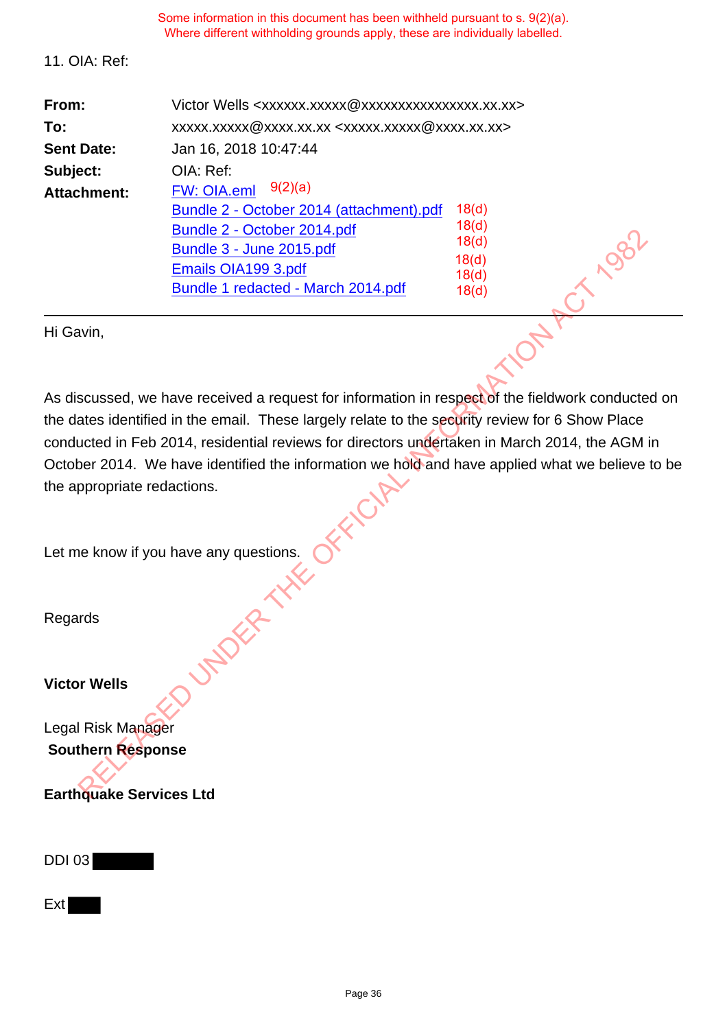Some information in this document has been withheld pursuant to s. 9(2)(a).
Where different withholding grounds apply, these are individually labelled.

11. OIA: Ref:

| | |
|---|---|
| **From:** | Victor Wells <xxxxxx.xxxxx@xxxxxxxxxxxxxxxx.xx.xx> |
| **To:** | xxxxx.xxxxx@xxxx.xx.xx <xxxxx.xxxxx@xxxx.xx.xx> |
| **Sent Date:** | Jan 16, 2018 10:47:44 |
| **Subject:** | OIA: Ref: |
| **Attachment:** | FW: OIA.eml 9(2)(a)<br>Bundle 2 - October 2014 (attachment).pdf 18(d)<br>Bundle 2 - October 2014.pdf 18(d)<br>Bundle 3 - June 2015.pdf 18(d)<br>Emails OIA199 3.pdf 18(d)<br>Bundle 1 redacted - March 2014.pdf 18(d) 18(d) |

Hi Gavin,

As discussed, we have received a request for information in respect of the fieldwork conducted on the dates identified in the email. These largely relate to the security review for 6 Show Place conducted in Feb 2014, residential reviews for directors undertaken in March 2014, the AGM in October 2014. We have identified the information we hold and have applied what we believe to be the appropriate redactions.

Let me know if you have any questions.

Regards

**Victor Wells**

Legal Risk Manager
**Southern Response**

**Earthquake Services Ltd**

DDI 03 [redacted]

Ext [redacted]

RELEASED UNDER THE OFFICIAL INFORMATION ACT 1982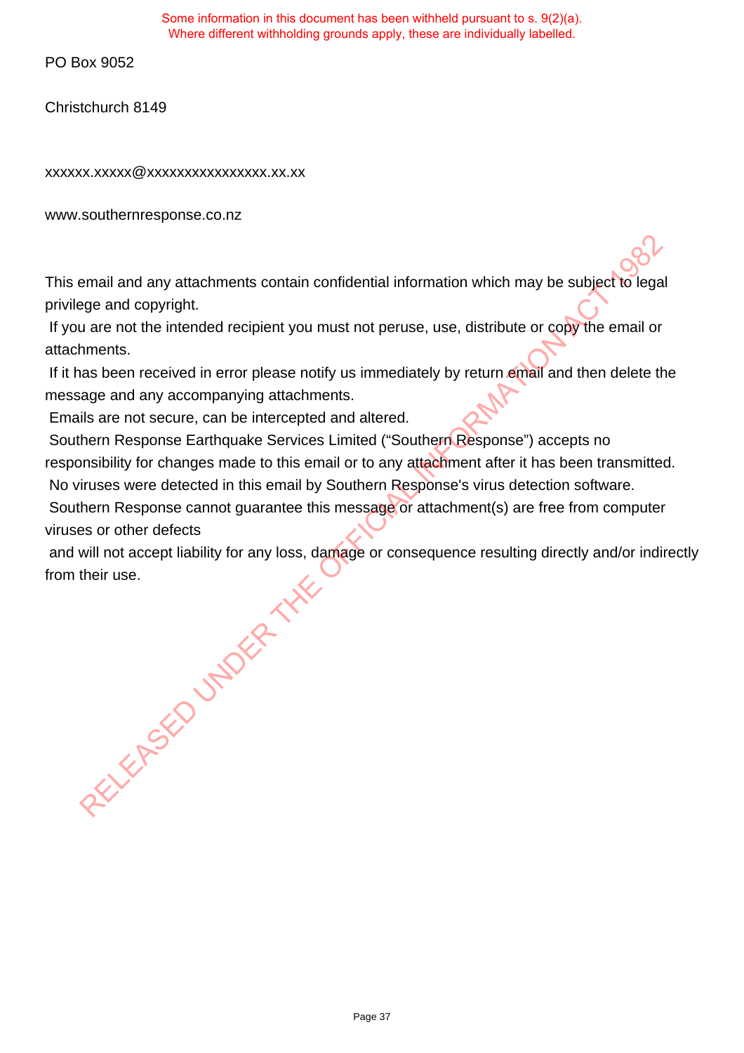Some information in this document has been withheld pursuant to s. 9(2)(a). Where different withholding grounds apply, these are individually labelled.

PO Box 9052

Christchurch 8149

xxxxxx.xxxxx@xxxxxxxxxxxxxxxx.xx.xx

www.southernresponse.co.nz

This email and any attachments contain confidential information which may be subject to legal privilege and copyright.

If you are not the intended recipient you must not peruse, use, distribute or copy the email or attachments.

If it has been received in error please notify us immediately by return email and then delete the message and any accompanying attachments.

Emails are not secure, can be intercepted and altered.

Southern Response Earthquake Services Limited ("Southern Response") accepts no responsibility for changes made to this email or to any attachment after it has been transmitted.

No viruses were detected in this email by Southern Response's virus detection software.

Southern Response cannot guarantee this message or attachment(s) are free from computer viruses or other defects

and will not accept liability for any loss, damage or consequence resulting directly and/or indirectly from their use.

RELEASED UNDER THE OFFICIAL INFORMATION ACT 1982